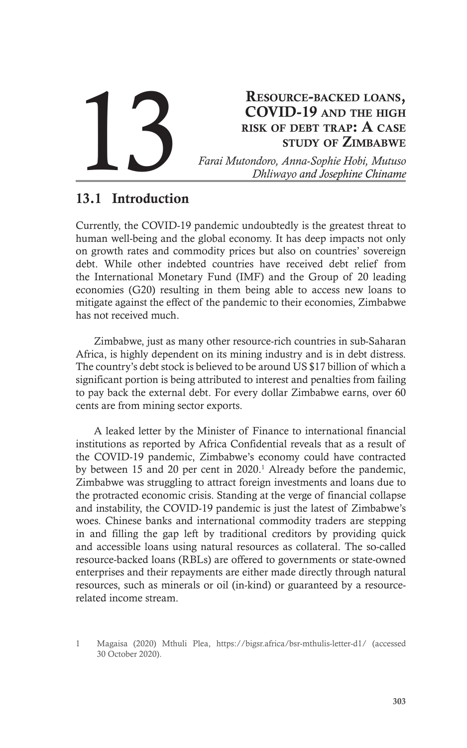# 13 Resource-backed loans, COVID-19 and the high risk of debt trap: A case study of Zimbabwe

*Farai Mutondoro, Anna-Sophie Hobi, Mutuso Dhliwayo and Josephine Chiname*

## 13.1 Introduction

Currently, the COVID-19 pandemic undoubtedly is the greatest threat to human well-being and the global economy. It has deep impacts not only on growth rates and commodity prices but also on countries' sovereign debt. While other indebted countries have received debt relief from the International Monetary Fund (IMF) and the Group of 20 leading economies (G20) resulting in them being able to access new loans to mitigate against the effect of the pandemic to their economies, Zimbabwe has not received much.

Zimbabwe, just as many other resource-rich countries in sub-Saharan Africa, is highly dependent on its mining industry and is in debt distress. The country's debt stock is believed to be around US $17 billion of which a significant portion is being attributed to interest and penalties from failing to pay back the external debt. For every dollar Zimbabwe earns, over 60 cents are from mining sector exports.

A leaked letter by the Minister of Finance to international financial institutions as reported by Africa Confidential reveals that as a result of the COVID-19 pandemic, Zimbabwe's economy could have contracted by between 15 and 20 per cent in 2020.[1] Already before the pandemic, Zimbabwe was struggling to attract foreign investments and loans due to the protracted economic crisis. Standing at the verge of financial collapse and instability, the COVID-19 pandemic is just the latest of Zimbabwe's woes. Chinese banks and international commodity traders are stepping in and filling the gap left by traditional creditors by providing quick and accessible loans using natural resources as collateral. The so-called resource-backed loans (RBLs) are offered to governments or state-owned enterprises and their repayments are either made directly through natural resources, such as minerals or oil (in-kind) or guaranteed by a resource-related income stream.

---

1 Magaisa (2020) Mthuli Plea, https://bigsr.africa/bsr-mthulis-letter-d1/ (accessed 30 October 2020).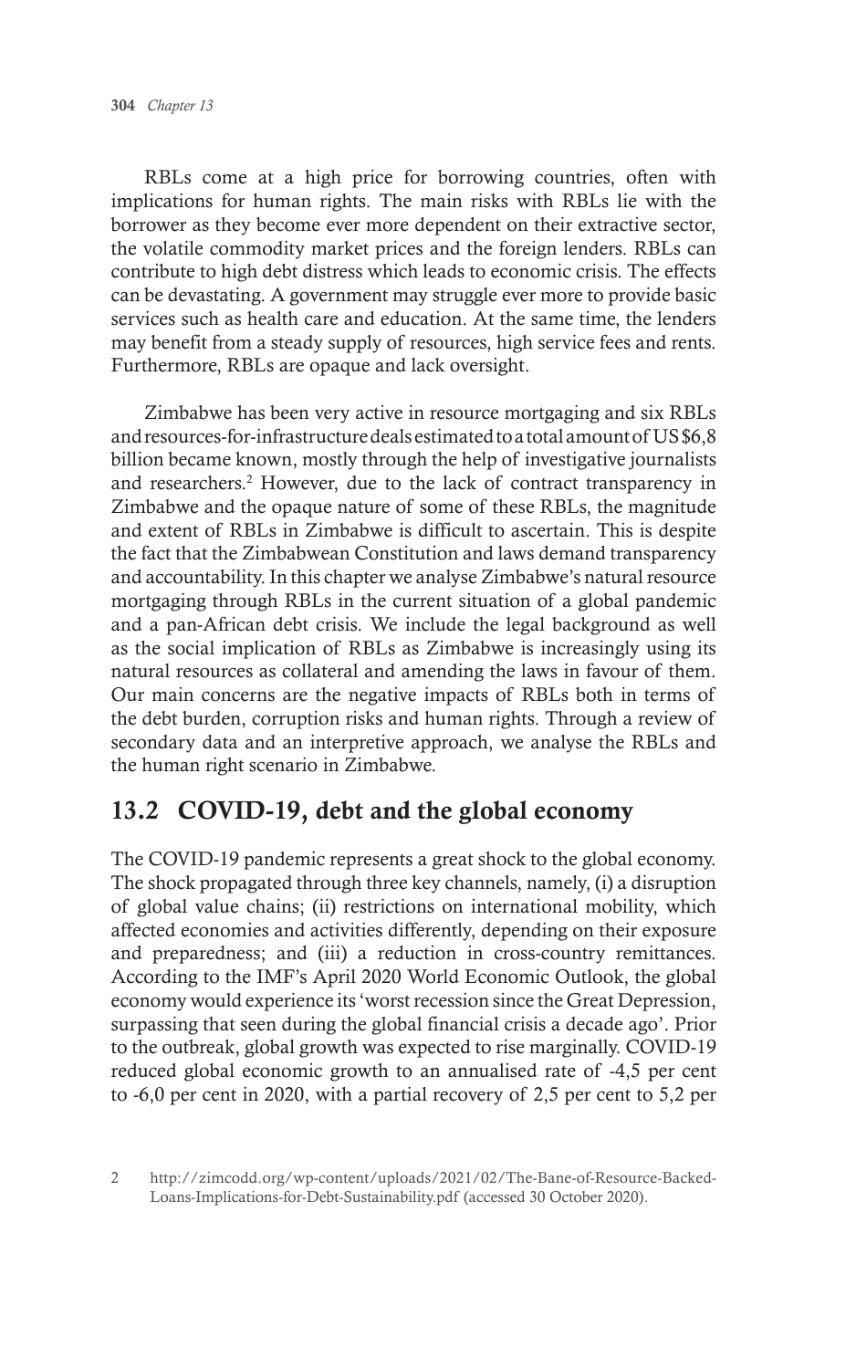RBLs come at a high price for borrowing countries, often with implications for human rights. The main risks with RBLs lie with the borrower as they become ever more dependent on their extractive sector, the volatile commodity market prices and the foreign lenders. RBLs can contribute to high debt distress which leads to economic crisis. The effects can be devastating. A government may struggle ever more to provide basic services such as health care and education. At the same time, the lenders may benefit from a steady supply of resources, high service fees and rents. Furthermore, RBLs are opaque and lack oversight.

Zimbabwe has been very active in resource mortgaging and six RBLs and resources-for-infrastructure deals estimated to a total amount of US $6,8 billion became known, mostly through the help of investigative journalists and researchers.[2] However, due to the lack of contract transparency in Zimbabwe and the opaque nature of some of these RBLs, the magnitude and extent of RBLs in Zimbabwe is difficult to ascertain. This is despite the fact that the Zimbabwean Constitution and laws demand transparency and accountability. In this chapter we analyse Zimbabwe's natural resource mortgaging through RBLs in the current situation of a global pandemic and a pan-African debt crisis. We include the legal background as well as the social implication of RBLs as Zimbabwe is increasingly using its natural resources as collateral and amending the laws in favour of them. Our main concerns are the negative impacts of RBLs both in terms of the debt burden, corruption risks and human rights. Through a review of secondary data and an interpretive approach, we analyse the RBLs and the human right scenario in Zimbabwe.

## 13.2 COVID-19, debt and the global economy

The COVID-19 pandemic represents a great shock to the global economy. The shock propagated through three key channels, namely, (i) a disruption of global value chains; (ii) restrictions on international mobility, which affected economies and activities differently, depending on their exposure and preparedness; and (iii) a reduction in cross-country remittances. According to the IMF's April 2020 World Economic Outlook, the global economy would experience its 'worst recession since the Great Depression, surpassing that seen during the global financial crisis a decade ago'. Prior to the outbreak, global growth was expected to rise marginally. COVID-19 reduced global economic growth to an annualised rate of -4,5 per cent to -6,0 per cent in 2020, with a partial recovery of 2,5 per cent to 5,2 per

---

2 http://zimcodd.org/wp-content/uploads/2021/02/The-Bane-of-Resource-Backed-Loans-Implications-for-Debt-Sustainability.pdf (accessed 30 October 2020).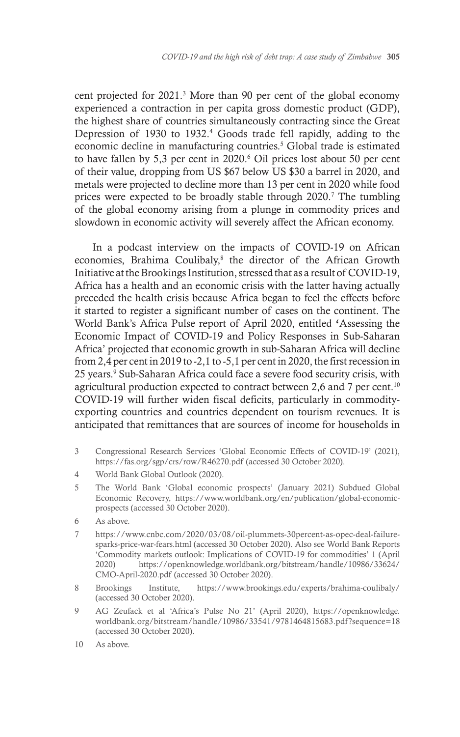cent projected for 2021.[3] More than 90 per cent of the global economy experienced a contraction in per capita gross domestic product (GDP), the highest share of countries simultaneously contracting since the Great Depression of 1930 to 1932.[4] Goods trade fell rapidly, adding to the economic decline in manufacturing countries.[5] Global trade is estimated to have fallen by 5,3 per cent in 2020.[6] Oil prices lost about 50 per cent of their value, dropping from US $67 below US $30 a barrel in 2020, and metals were projected to decline more than 13 per cent in 2020 while food prices were expected to be broadly stable through 2020.[7] The tumbling of the global economy arising from a plunge in commodity prices and slowdown in economic activity will severely affect the African economy.

In a podcast interview on the impacts of COVID-19 on African economies, Brahima Coulibaly,[8] the director of the African Growth Initiative at the Brookings Institution, stressed that as a result of COVID-19, Africa has a health and an economic crisis with the latter having actually preceded the health crisis because Africa began to feel the effects before it started to register a significant number of cases on the continent. The World Bank's Africa Pulse report of April 2020, entitled 'Assessing the Economic Impact of COVID-19 and Policy Responses in Sub-Saharan Africa' projected that economic growth in sub-Saharan Africa will decline from 2,4 per cent in 2019 to -2,1 to -5,1 per cent in 2020, the first recession in 25 years.[9] Sub-Saharan Africa could face a severe food security crisis, with agricultural production expected to contract between 2,6 and 7 per cent.[10] COVID-19 will further widen fiscal deficits, particularly in commodity-exporting countries and countries dependent on tourism revenues. It is anticipated that remittances that are sources of income for households in

---

3 Congressional Research Services 'Global Economic Effects of COVID-19' (2021), https://fas.org/sgp/crs/row/R46270.pdf (accessed 30 October 2020).

4 World Bank Global Outlook (2020).

5 The World Bank 'Global economic prospects' (January 2021) Subdued Global Economic Recovery, https://www.worldbank.org/en/publication/global-economic-prospects (accessed 30 October 2020).

6 As above.

7 https://www.cnbc.com/2020/03/08/oil-plummets-30percent-as-opec-deal-failure-sparks-price-war-fears.html (accessed 30 October 2020). Also see World Bank Reports 'Commodity markets outlook: Implications of COVID-19 for commodities' 1 (April 2020) https://openknowledge.worldbank.org/bitstream/handle/10986/33624/CMO-April-2020.pdf (accessed 30 October 2020).

8 Brookings Institute, https://www.brookings.edu/experts/brahima-coulibaly/ (accessed 30 October 2020).

9 AG Zeufack et al 'Africa's Pulse No 21' (April 2020), https://openknowledge.worldbank.org/bitstream/handle/10986/33541/9781464815683.pdf?sequence=18 (accessed 30 October 2020).

10 As above.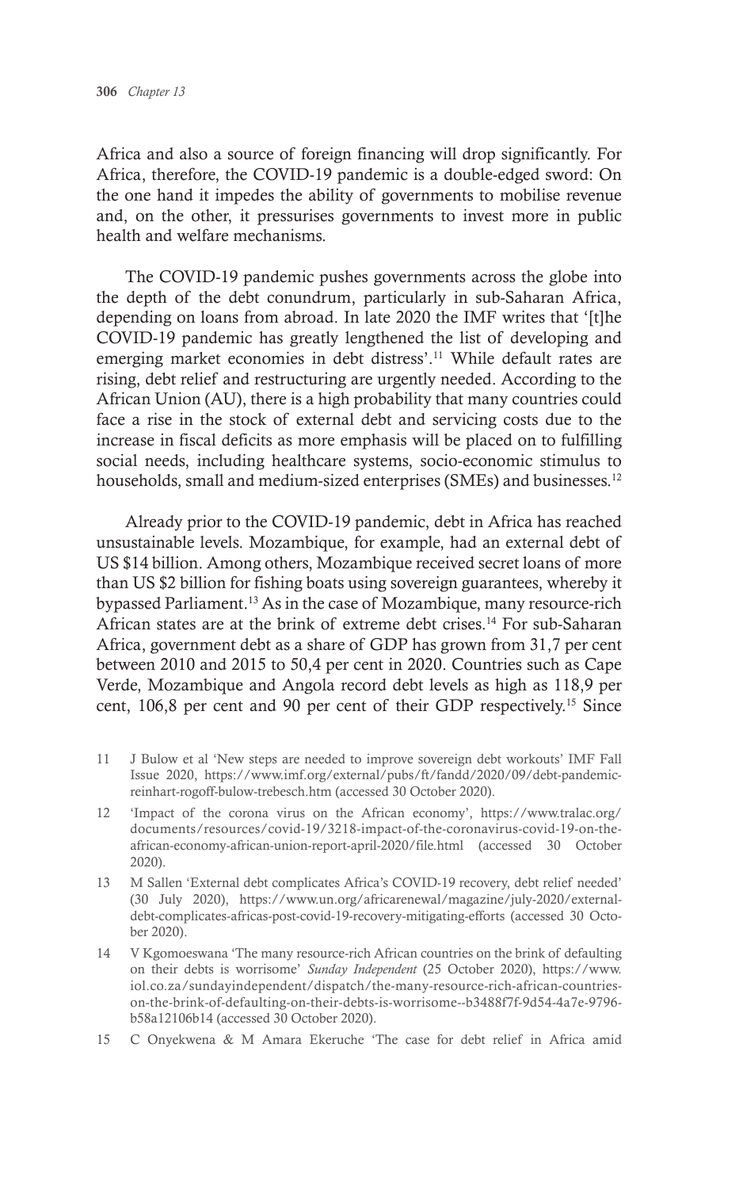Africa and also a source of foreign financing will drop significantly. For Africa, therefore, the COVID-19 pandemic is a double-edged sword: On the one hand it impedes the ability of governments to mobilise revenue and, on the other, it pressurises governments to invest more in public health and welfare mechanisms.

The COVID-19 pandemic pushes governments across the globe into the depth of the debt conundrum, particularly in sub-Saharan Africa, depending on loans from abroad. In late 2020 the IMF writes that '[t]he COVID-19 pandemic has greatly lengthened the list of developing and emerging market economies in debt distress'.[11] While default rates are rising, debt relief and restructuring are urgently needed. According to the African Union (AU), there is a high probability that many countries could face a rise in the stock of external debt and servicing costs due to the increase in fiscal deficits as more emphasis will be placed on to fulfilling social needs, including healthcare systems, socio-economic stimulus to households, small and medium-sized enterprises (SMEs) and businesses.[12]

Already prior to the COVID-19 pandemic, debt in Africa has reached unsustainable levels. Mozambique, for example, had an external debt of US $14 billion. Among others, Mozambique received secret loans of more than US $2 billion for fishing boats using sovereign guarantees, whereby it bypassed Parliament.[13] As in the case of Mozambique, many resource-rich African states are at the brink of extreme debt crises.[14] For sub-Saharan Africa, government debt as a share of GDP has grown from 31,7 per cent between 2010 and 2015 to 50,4 per cent in 2020. Countries such as Cape Verde, Mozambique and Angola record debt levels as high as 118,9 per cent, 106,8 per cent and 90 per cent of their GDP respectively.[15] Since

11 J Bulow et al 'New steps are needed to improve sovereign debt workouts' IMF Fall Issue 2020, https://www.imf.org/external/pubs/ft/fandd/2020/09/debt-pandemic-reinhart-rogoff-bulow-trebesch.htm (accessed 30 October 2020).

12 'Impact of the corona virus on the African economy', https://www.tralac.org/documents/resources/covid-19/3218-impact-of-the-coronavirus-covid-19-on-the-african-economy-african-union-report-april-2020/file.html (accessed 30 October 2020).

13 M Sallen 'External debt complicates Africa's COVID-19 recovery, debt relief needed' (30 July 2020), https://www.un.org/africarenewal/magazine/july-2020/external-debt-complicates-africas-post-covid-19-recovery-mitigating-efforts (accessed 30 October 2020).

14 V Kgomoeswana 'The many resource-rich African countries on the brink of defaulting on their debts is worrisome' *Sunday Independent* (25 October 2020), https://www.iol.co.za/sundayindependent/dispatch/the-many-resource-rich-african-countries-on-the-brink-of-defaulting-on-their-debts-is-worrisome--b3488f7f-9d54-4a7e-9796-b58a12106b14 (accessed 30 October 2020).

15 C Onyekwena & M Amara Ekeruche 'The case for debt relief in Africa amid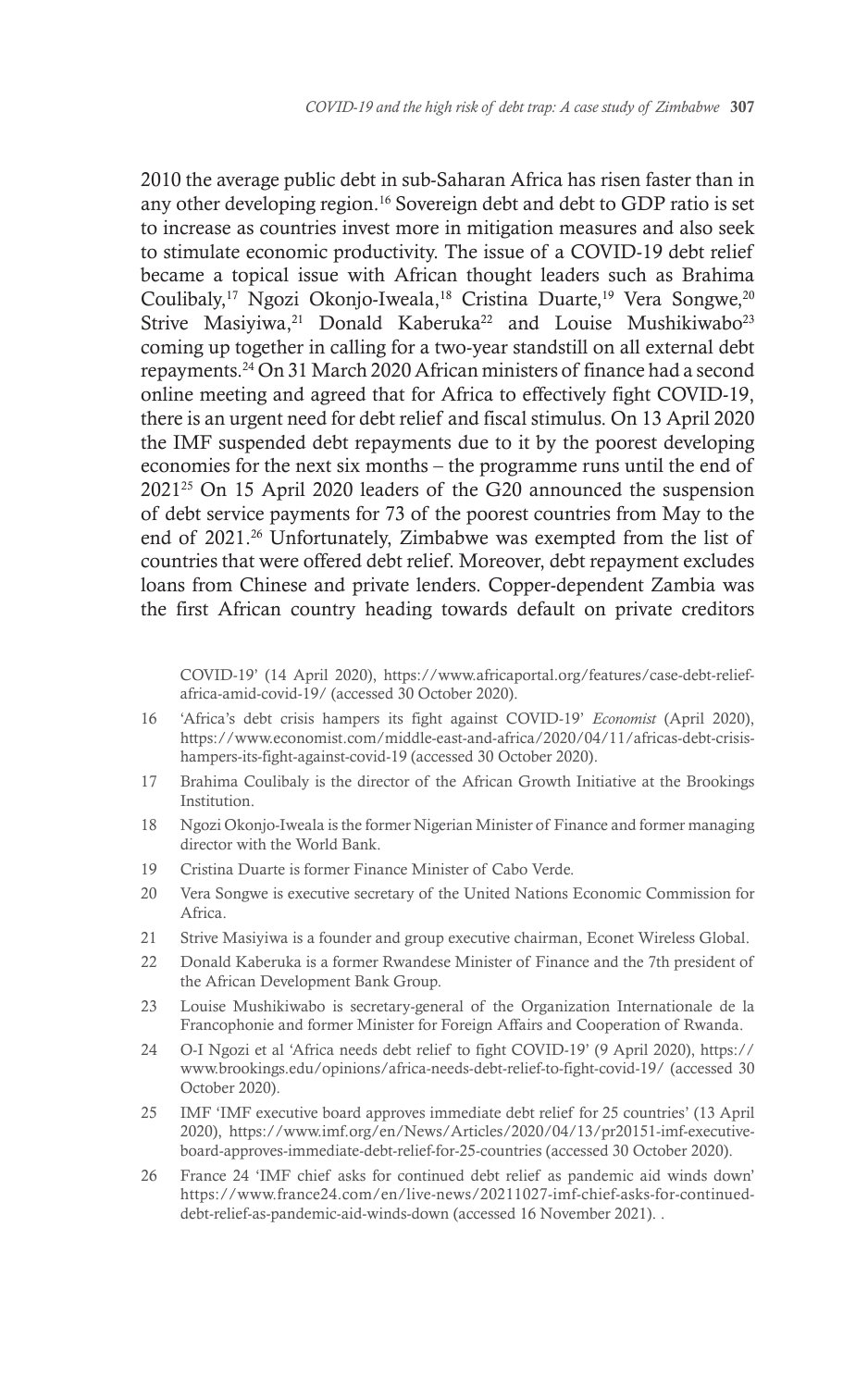2010 the average public debt in sub-Saharan Africa has risen faster than in any other developing region.[16] Sovereign debt and debt to GDP ratio is set to increase as countries invest more in mitigation measures and also seek to stimulate economic productivity. The issue of a COVID-19 debt relief became a topical issue with African thought leaders such as Brahima Coulibaly,[17] Ngozi Okonjo-Iweala,[18] Cristina Duarte,[19] Vera Songwe,[20] Strive Masiyiwa,[21] Donald Kaberuka[22] and Louise Mushikiwabo[23] coming up together in calling for a two-year standstill on all external debt repayments.[24] On 31 March 2020 African ministers of finance had a second online meeting and agreed that for Africa to effectively fight COVID-19, there is an urgent need for debt relief and fiscal stimulus. On 13 April 2020 the IMF suspended debt repayments due to it by the poorest developing economies for the next six months – the programme runs until the end of 2021[25] On 15 April 2020 leaders of the G20 announced the suspension of debt service payments for 73 of the poorest countries from May to the end of 2021.[26] Unfortunately, Zimbabwe was exempted from the list of countries that were offered debt relief. Moreover, debt repayment excludes loans from Chinese and private lenders. Copper-dependent Zambia was the first African country heading towards default on private creditors

COVID-19' (14 April 2020), https://www.africaportal.org/features/case-debt-relief-africa-amid-covid-19/ (accessed 30 October 2020).

16 'Africa's debt crisis hampers its fight against COVID-19' *Economist* (April 2020), https://www.economist.com/middle-east-and-africa/2020/04/11/africas-debt-crisis-hampers-its-fight-against-covid-19 (accessed 30 October 2020).

17 Brahima Coulibaly is the director of the African Growth Initiative at the Brookings Institution.

18 Ngozi Okonjo-Iweala is the former Nigerian Minister of Finance and former managing director with the World Bank.

19 Cristina Duarte is former Finance Minister of Cabo Verde.

20 Vera Songwe is executive secretary of the United Nations Economic Commission for Africa.

21 Strive Masiyiwa is a founder and group executive chairman, Econet Wireless Global.

22 Donald Kaberuka is a former Rwandese Minister of Finance and the 7th president of the African Development Bank Group.

23 Louise Mushikiwabo is secretary-general of the Organization Internationale de la Francophonie and former Minister for Foreign Affairs and Cooperation of Rwanda.

24 O-I Ngozi et al 'Africa needs debt relief to fight COVID-19' (9 April 2020), https://www.brookings.edu/opinions/africa-needs-debt-relief-to-fight-covid-19/ (accessed 30 October 2020).

25 IMF 'IMF executive board approves immediate debt relief for 25 countries' (13 April 2020), https://www.imf.org/en/News/Articles/2020/04/13/pr20151-imf-executive-board-approves-immediate-debt-relief-for-25-countries (accessed 30 October 2020).

26 France 24 'IMF chief asks for continued debt relief as pandemic aid winds down' https://www.france24.com/en/live-news/20211027-imf-chief-asks-for-continued-debt-relief-as-pandemic-aid-winds-down (accessed 16 November 2021). .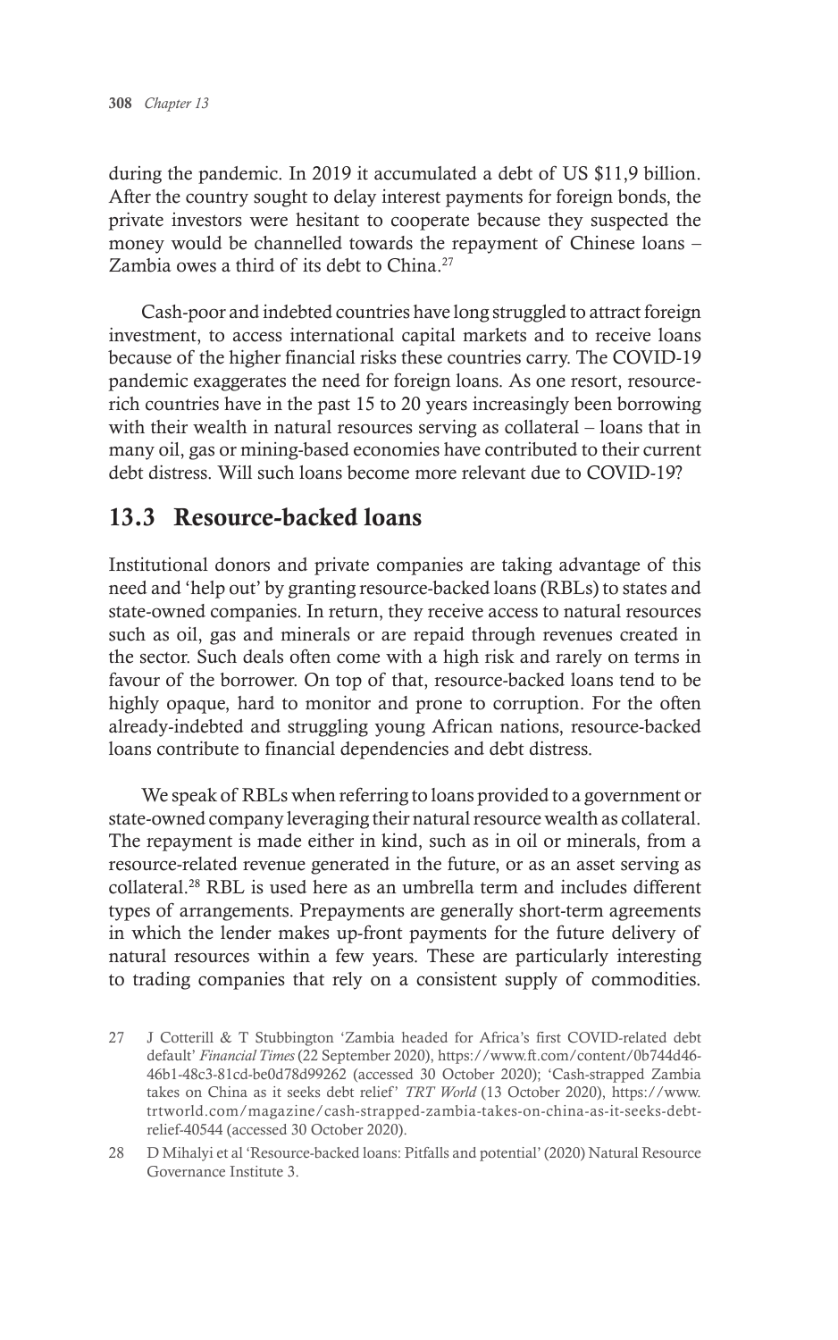during the pandemic. In 2019 it accumulated a debt of US $11,9 billion. After the country sought to delay interest payments for foreign bonds, the private investors were hesitant to cooperate because they suspected the money would be channelled towards the repayment of Chinese loans – Zambia owes a third of its debt to China.[27]

Cash-poor and indebted countries have long struggled to attract foreign investment, to access international capital markets and to receive loans because of the higher financial risks these countries carry. The COVID-19 pandemic exaggerates the need for foreign loans. As one resort, resource-rich countries have in the past 15 to 20 years increasingly been borrowing with their wealth in natural resources serving as collateral – loans that in many oil, gas or mining-based economies have contributed to their current debt distress. Will such loans become more relevant due to COVID-19?

## 13.3 Resource-backed loans

Institutional donors and private companies are taking advantage of this need and 'help out' by granting resource-backed loans (RBLs) to states and state-owned companies. In return, they receive access to natural resources such as oil, gas and minerals or are repaid through revenues created in the sector. Such deals often come with a high risk and rarely on terms in favour of the borrower. On top of that, resource-backed loans tend to be highly opaque, hard to monitor and prone to corruption. For the often already-indebted and struggling young African nations, resource-backed loans contribute to financial dependencies and debt distress.

We speak of RBLs when referring to loans provided to a government or state-owned company leveraging their natural resource wealth as collateral. The repayment is made either in kind, such as in oil or minerals, from a resource-related revenue generated in the future, or as an asset serving as collateral.[28] RBL is used here as an umbrella term and includes different types of arrangements. Prepayments are generally short-term agreements in which the lender makes up-front payments for the future delivery of natural resources within a few years. These are particularly interesting to trading companies that rely on a consistent supply of commodities.

27 J Cotterill & T Stubbington 'Zambia headed for Africa's first COVID-related debt default' *Financial Times* (22 September 2020), https://www.ft.com/content/0b744d46-46b1-48c3-81cd-be0d78d99262 (accessed 30 October 2020); 'Cash-strapped Zambia takes on China as it seeks debt relief' *TRT World* (13 October 2020), https://www.trtworld.com/magazine/cash-strapped-zambia-takes-on-china-as-it-seeks-debt-relief-40544 (accessed 30 October 2020).

28 D Mihalyi et al 'Resource-backed loans: Pitfalls and potential' (2020) Natural Resource Governance Institute 3.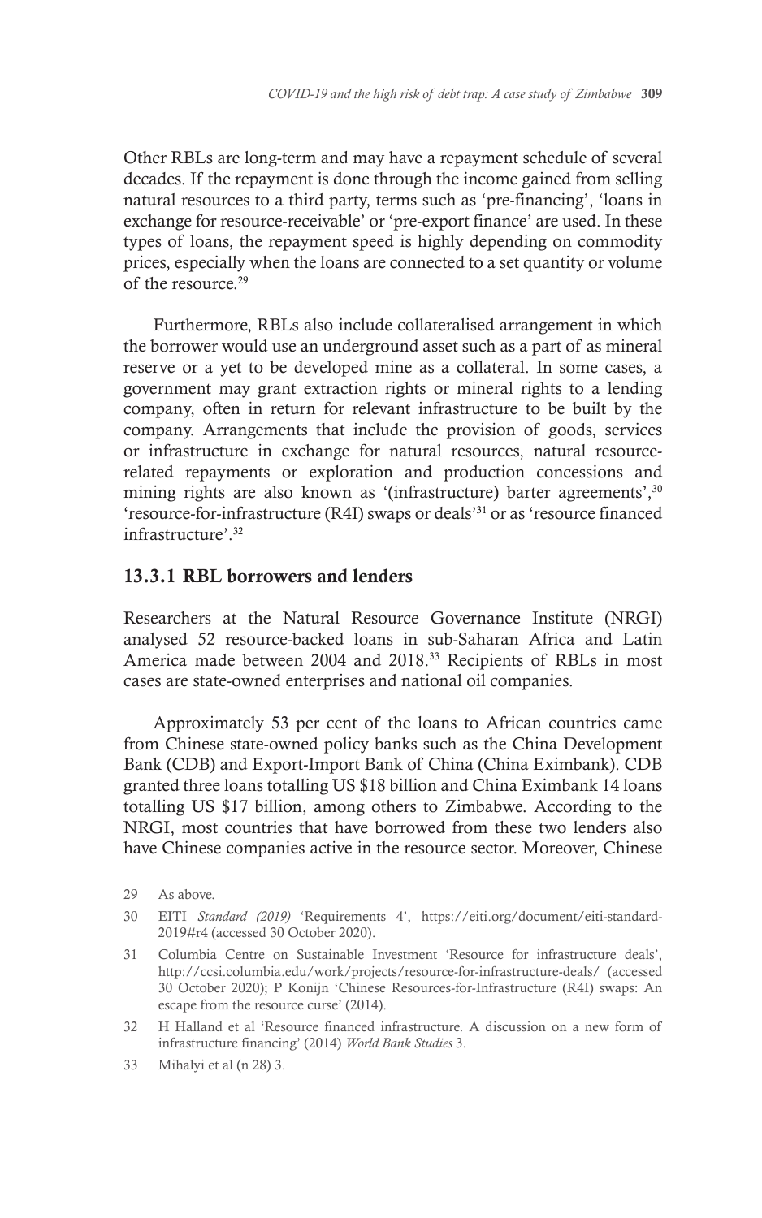Other RBLs are long-term and may have a repayment schedule of several decades. If the repayment is done through the income gained from selling natural resources to a third party, terms such as 'pre-financing', 'loans in exchange for resource-receivable' or 'pre-export finance' are used. In these types of loans, the repayment speed is highly depending on commodity prices, especially when the loans are connected to a set quantity or volume of the resource.[29]

Furthermore, RBLs also include collateralised arrangement in which the borrower would use an underground asset such as a part of as mineral reserve or a yet to be developed mine as a collateral. In some cases, a government may grant extraction rights or mineral rights to a lending company, often in return for relevant infrastructure to be built by the company. Arrangements that include the provision of goods, services or infrastructure in exchange for natural resources, natural resource-related repayments or exploration and production concessions and mining rights are also known as '(infrastructure) barter agreements',[30] 'resource-for-infrastructure (R4I) swaps or deals'[31] or as 'resource financed infrastructure'.[32]

### 13.3.1 RBL borrowers and lenders

Researchers at the Natural Resource Governance Institute (NRGI) analysed 52 resource-backed loans in sub-Saharan Africa and Latin America made between 2004 and 2018.[33] Recipients of RBLs in most cases are state-owned enterprises and national oil companies.

Approximately 53 per cent of the loans to African countries came from Chinese state-owned policy banks such as the China Development Bank (CDB) and Export-Import Bank of China (China Eximbank). CDB granted three loans totalling US $18 billion and China Eximbank 14 loans totalling US $17 billion, among others to Zimbabwe. According to the NRGI, most countries that have borrowed from these two lenders also have Chinese companies active in the resource sector. Moreover, Chinese

29 As above.

30 EITI *Standard (2019)* 'Requirements 4', https://eiti.org/document/eiti-standard-2019#r4 (accessed 30 October 2020).

31 Columbia Centre on Sustainable Investment 'Resource for infrastructure deals', http://ccsi.columbia.edu/work/projects/resource-for-infrastructure-deals/ (accessed 30 October 2020); P Konijn 'Chinese Resources-for-Infrastructure (R4I) swaps: An escape from the resource curse' (2014).

32 H Halland et al 'Resource financed infrastructure. A discussion on a new form of infrastructure financing' (2014) *World Bank Studies* 3.

33 Mihalyi et al (n 28) 3.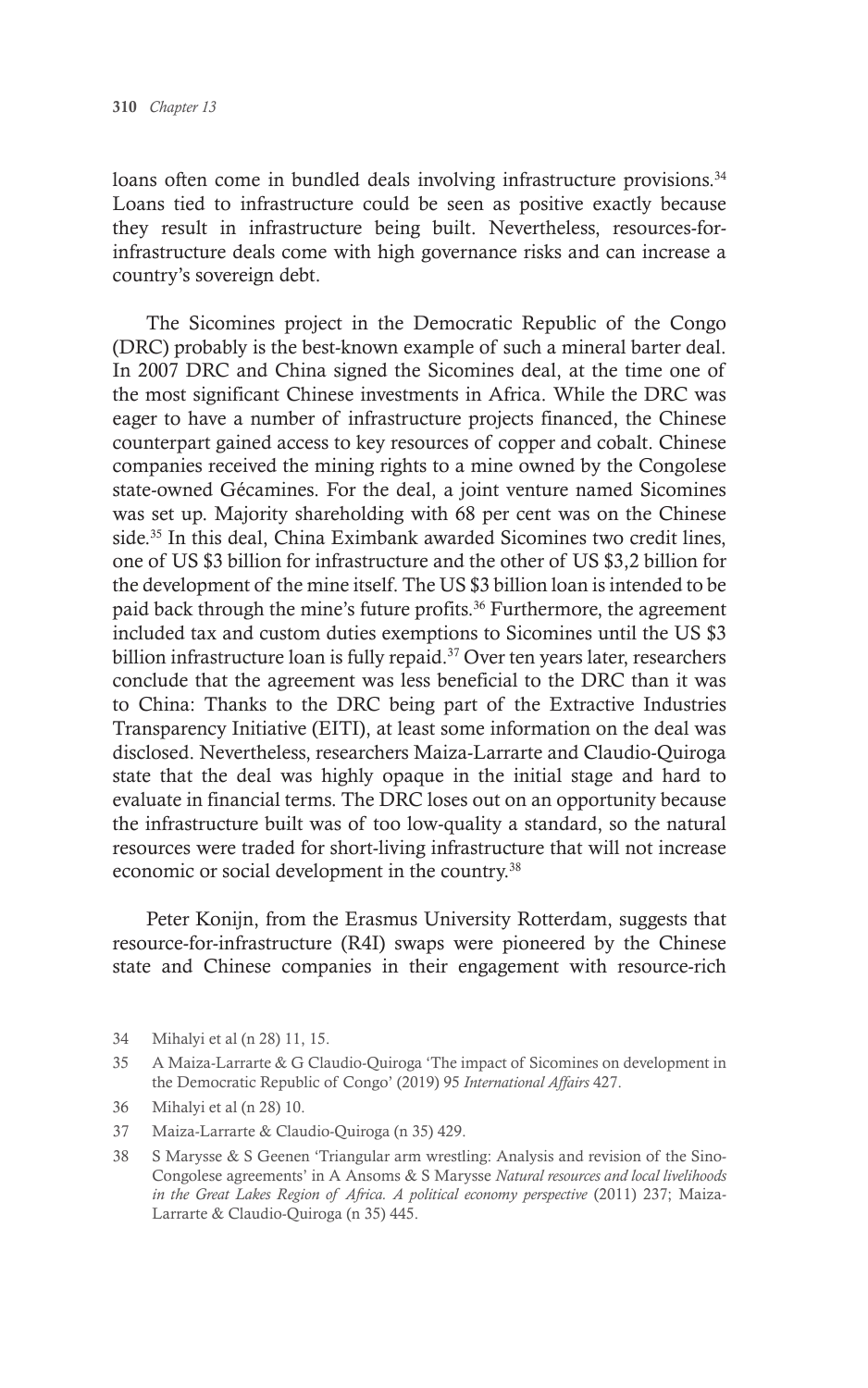loans often come in bundled deals involving infrastructure provisions.[34] Loans tied to infrastructure could be seen as positive exactly because they result in infrastructure being built. Nevertheless, resources-for-infrastructure deals come with high governance risks and can increase a country's sovereign debt.

The Sicomines project in the Democratic Republic of the Congo (DRC) probably is the best-known example of such a mineral barter deal. In 2007 DRC and China signed the Sicomines deal, at the time one of the most significant Chinese investments in Africa. While the DRC was eager to have a number of infrastructure projects financed, the Chinese counterpart gained access to key resources of copper and cobalt. Chinese companies received the mining rights to a mine owned by the Congolese state-owned Gécamines. For the deal, a joint venture named Sicomines was set up. Majority shareholding with 68 per cent was on the Chinese side.[35] In this deal, China Eximbank awarded Sicomines two credit lines, one of US $3 billion for infrastructure and the other of US $3,2 billion for the development of the mine itself. The US $3 billion loan is intended to be paid back through the mine's future profits.[36] Furthermore, the agreement included tax and custom duties exemptions to Sicomines until the US $3 billion infrastructure loan is fully repaid.[37] Over ten years later, researchers conclude that the agreement was less beneficial to the DRC than it was to China: Thanks to the DRC being part of the Extractive Industries Transparency Initiative (EITI), at least some information on the deal was disclosed. Nevertheless, researchers Maiza-Larrarte and Claudio-Quiroga state that the deal was highly opaque in the initial stage and hard to evaluate in financial terms. The DRC loses out on an opportunity because the infrastructure built was of too low-quality a standard, so the natural resources were traded for short-living infrastructure that will not increase economic or social development in the country.[38]

Peter Konijn, from the Erasmus University Rotterdam, suggests that resource-for-infrastructure (R4I) swaps were pioneered by the Chinese state and Chinese companies in their engagement with resource-rich

---

34 Mihalyi et al (n 28) 11, 15.

35 A Maiza-Larrarte & G Claudio-Quiroga 'The impact of Sicomines on development in the Democratic Republic of Congo' (2019) 95 *International Affairs* 427.

36 Mihalyi et al (n 28) 10.

37 Maiza-Larrarte & Claudio-Quiroga (n 35) 429.

38 S Marysse & S Geenen 'Triangular arm wrestling: Analysis and revision of the Sino-Congolese agreements' in A Ansoms & S Marysse *Natural resources and local livelihoods in the Great Lakes Region of Africa. A political economy perspective* (2011) 237; Maiza-Larrarte & Claudio-Quiroga (n 35) 445.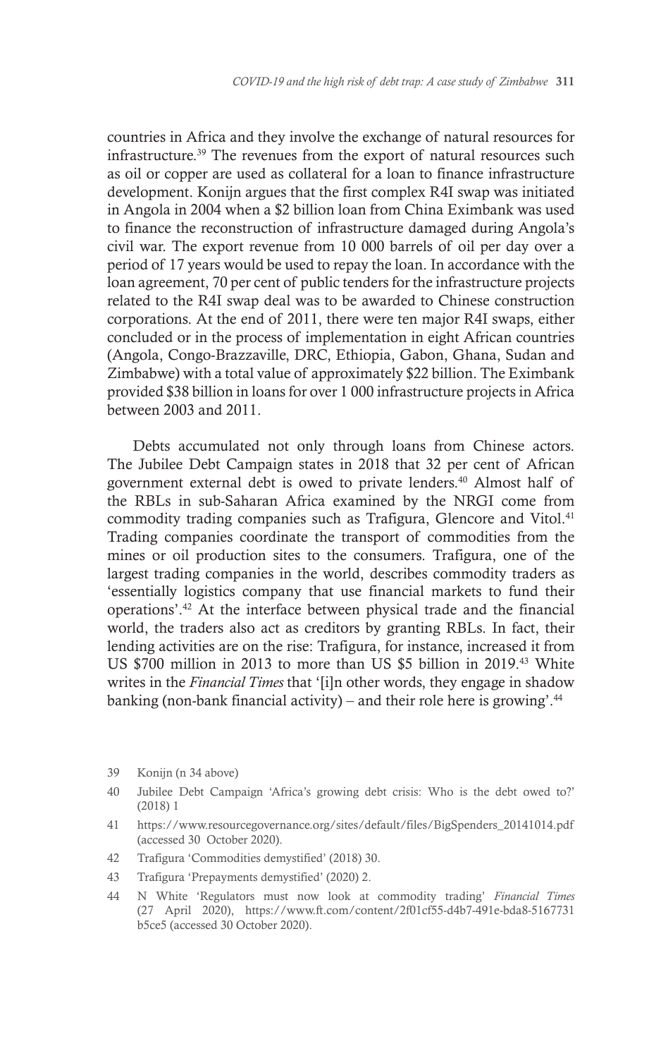countries in Africa and they involve the exchange of natural resources for infrastructure.[39] The revenues from the export of natural resources such as oil or copper are used as collateral for a loan to finance infrastructure development. Konijn argues that the first complex R4I swap was initiated in Angola in 2004 when a $2 billion loan from China Eximbank was used to finance the reconstruction of infrastructure damaged during Angola's civil war. The export revenue from 10 000 barrels of oil per day over a period of 17 years would be used to repay the loan. In accordance with the loan agreement, 70 per cent of public tenders for the infrastructure projects related to the R4I swap deal was to be awarded to Chinese construction corporations. At the end of 2011, there were ten major R4I swaps, either concluded or in the process of implementation in eight African countries (Angola, Congo-Brazzaville, DRC, Ethiopia, Gabon, Ghana, Sudan and Zimbabwe) with a total value of approximately $22 billion. The Eximbank provided $38 billion in loans for over 1 000 infrastructure projects in Africa between 2003 and 2011.

Debts accumulated not only through loans from Chinese actors. The Jubilee Debt Campaign states in 2018 that 32 per cent of African government external debt is owed to private lenders.[40] Almost half of the RBLs in sub-Saharan Africa examined by the NRGI come from commodity trading companies such as Trafigura, Glencore and Vitol.[41] Trading companies coordinate the transport of commodities from the mines or oil production sites to the consumers. Trafigura, one of the largest trading companies in the world, describes commodity traders as 'essentially logistics company that use financial markets to fund their operations'.[42] At the interface between physical trade and the financial world, the traders also act as creditors by granting RBLs. In fact, their lending activities are on the rise: Trafigura, for instance, increased it from US $700 million in 2013 to more than US $5 billion in 2019.[43] White writes in the *Financial Times* that '[i]n other words, they engage in shadow banking (non-bank financial activity) – and their role here is growing'.[44]

39 Konijn (n 34 above)

40 Jubilee Debt Campaign 'Africa's growing debt crisis: Who is the debt owed to?' (2018) 1

41 https://www.resourcegovernance.org/sites/default/files/BigSpenders_20141014.pdf (accessed 30 October 2020).

42 Trafigura 'Commodities demystified' (2018) 30.

43 Trafigura 'Prepayments demystified' (2020) 2.

44 N White 'Regulators must now look at commodity trading' *Financial Times* (27 April 2020), https://www.ft.com/content/2f01cf55-d4b7-491e-bda8-5167731b5ce5 (accessed 30 October 2020).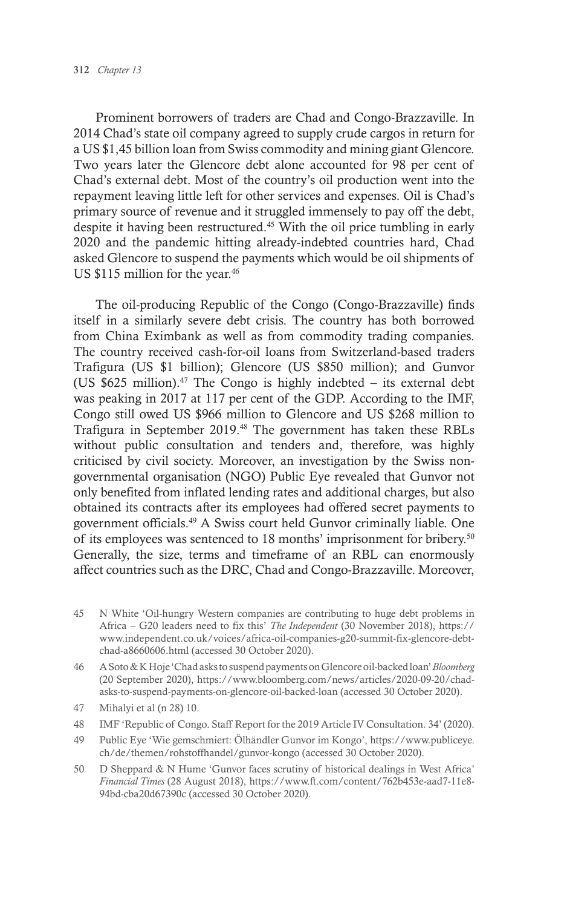Prominent borrowers of traders are Chad and Congo-Brazzaville. In 2014 Chad's state oil company agreed to supply crude cargos in return for a US $1,45 billion loan from Swiss commodity and mining giant Glencore. Two years later the Glencore debt alone accounted for 98 per cent of Chad's external debt. Most of the country's oil production went into the repayment leaving little left for other services and expenses. Oil is Chad's primary source of revenue and it struggled immensely to pay off the debt, despite it having been restructured.[45] With the oil price tumbling in early 2020 and the pandemic hitting already-indebted countries hard, Chad asked Glencore to suspend the payments which would be oil shipments of US $115 million for the year.[46]

The oil-producing Republic of the Congo (Congo-Brazzaville) finds itself in a similarly severe debt crisis. The country has both borrowed from China Eximbank as well as from commodity trading companies. The country received cash-for-oil loans from Switzerland-based traders Trafigura (US $1 billion); Glencore (US $850 million); and Gunvor (US $625 million).[47] The Congo is highly indebted – its external debt was peaking in 2017 at 117 per cent of the GDP. According to the IMF, Congo still owed US $966 million to Glencore and US $268 million to Trafigura in September 2019.[48] The government has taken these RBLs without public consultation and tenders and, therefore, was highly criticised by civil society. Moreover, an investigation by the Swiss non-governmental organisation (NGO) Public Eye revealed that Gunvor not only benefited from inflated lending rates and additional charges, but also obtained its contracts after its employees had offered secret payments to government officials.[49] A Swiss court held Gunvor criminally liable. One of its employees was sentenced to 18 months' imprisonment for bribery.[50] Generally, the size, terms and timeframe of an RBL can enormously affect countries such as the DRC, Chad and Congo-Brazzaville. Moreover,

---

45 N White 'Oil-hungry Western companies are contributing to huge debt problems in Africa – G20 leaders need to fix this' *The Independent* (30 November 2018), https://www.independent.co.uk/voices/africa-oil-companies-g20-summit-fix-glencore-debt-chad-a8660606.html (accessed 30 October 2020).

46 A Soto & K Hoje 'Chad asks to suspend payments on Glencore oil-backed loan' *Bloomberg* (20 September 2020), https://www.bloomberg.com/news/articles/2020-09-20/chad-asks-to-suspend-payments-on-glencore-oil-backed-loan (accessed 30 October 2020).

47 Mihalyi et al (n 28) 10.

48 IMF 'Republic of Congo. Staff Report for the 2019 Article IV Consultation. 34' (2020).

49 Public Eye 'Wie gemschmiert: Ölhändler Gunvor im Kongo', https://www.publiceye.ch/de/themen/rohstoffhandel/gunvor-kongo (accessed 30 October 2020).

50 D Sheppard & N Hume 'Gunvor faces scrutiny of historical dealings in West Africa' *Financial Times* (28 August 2018), https://www.ft.com/content/762b453e-aad7-11e8-94bd-cba20d67390c (accessed 30 October 2020).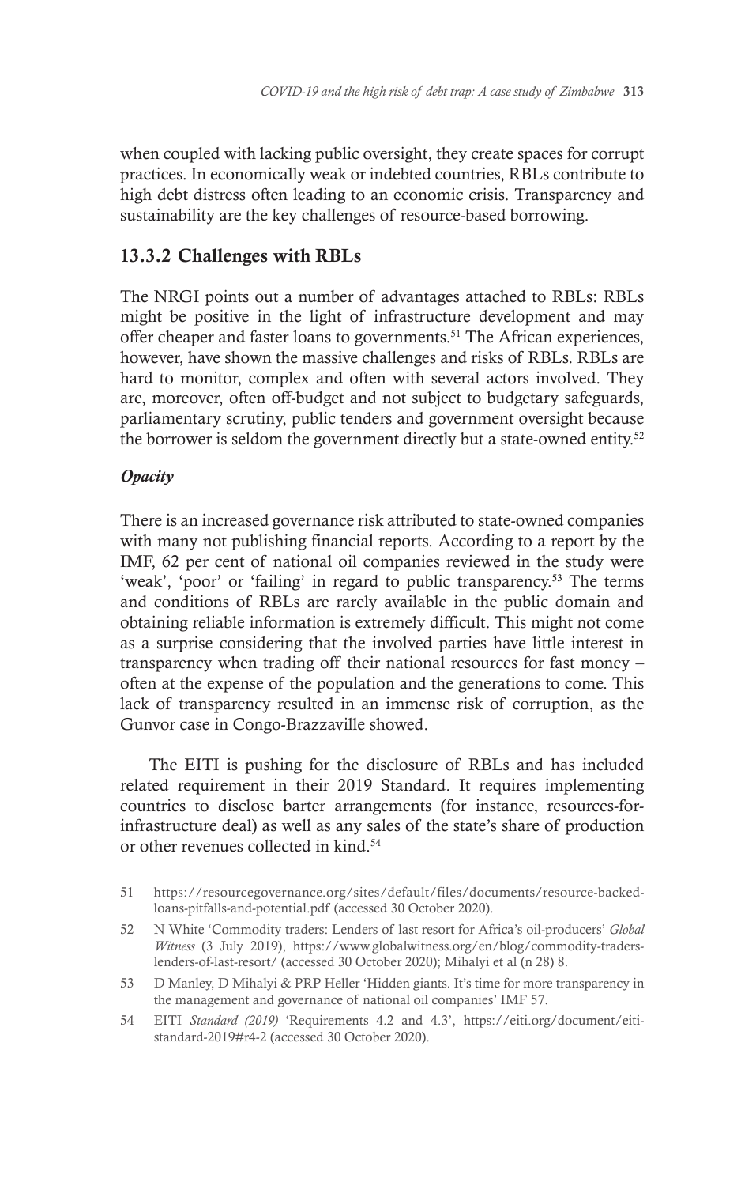when coupled with lacking public oversight, they create spaces for corrupt practices. In economically weak or indebted countries, RBLs contribute to high debt distress often leading to an economic crisis. Transparency and sustainability are the key challenges of resource-based borrowing.

### 13.3.2 Challenges with RBLs

The NRGI points out a number of advantages attached to RBLs: RBLs might be positive in the light of infrastructure development and may offer cheaper and faster loans to governments.[51] The African experiences, however, have shown the massive challenges and risks of RBLs. RBLs are hard to monitor, complex and often with several actors involved. They are, moreover, often off-budget and not subject to budgetary safeguards, parliamentary scrutiny, public tenders and government oversight because the borrower is seldom the government directly but a state-owned entity.[52]

***Opacity***

There is an increased governance risk attributed to state-owned companies with many not publishing financial reports. According to a report by the IMF, 62 per cent of national oil companies reviewed in the study were 'weak', 'poor' or 'failing' in regard to public transparency.[53] The terms and conditions of RBLs are rarely available in the public domain and obtaining reliable information is extremely difficult. This might not come as a surprise considering that the involved parties have little interest in transparency when trading off their national resources for fast money – often at the expense of the population and the generations to come. This lack of transparency resulted in an immense risk of corruption, as the Gunvor case in Congo-Brazzaville showed.

The EITI is pushing for the disclosure of RBLs and has included related requirement in their 2019 Standard. It requires implementing countries to disclose barter arrangements (for instance, resources-for-infrastructure deal) as well as any sales of the state's share of production or other revenues collected in kind.[54]

---

51 https://resourcegovernance.org/sites/default/files/documents/resource-backed-loans-pitfalls-and-potential.pdf (accessed 30 October 2020).

52 N White 'Commodity traders: Lenders of last resort for Africa's oil-producers' *Global Witness* (3 July 2019), https://www.globalwitness.org/en/blog/commodity-traders-lenders-of-last-resort/ (accessed 30 October 2020); Mihalyi et al (n 28) 8.

53 D Manley, D Mihalyi & PRP Heller 'Hidden giants. It's time for more transparency in the management and governance of national oil companies' IMF 57.

54 EITI *Standard (2019)* 'Requirements 4.2 and 4.3', https://eiti.org/document/eiti-standard-2019#r4-2 (accessed 30 October 2020).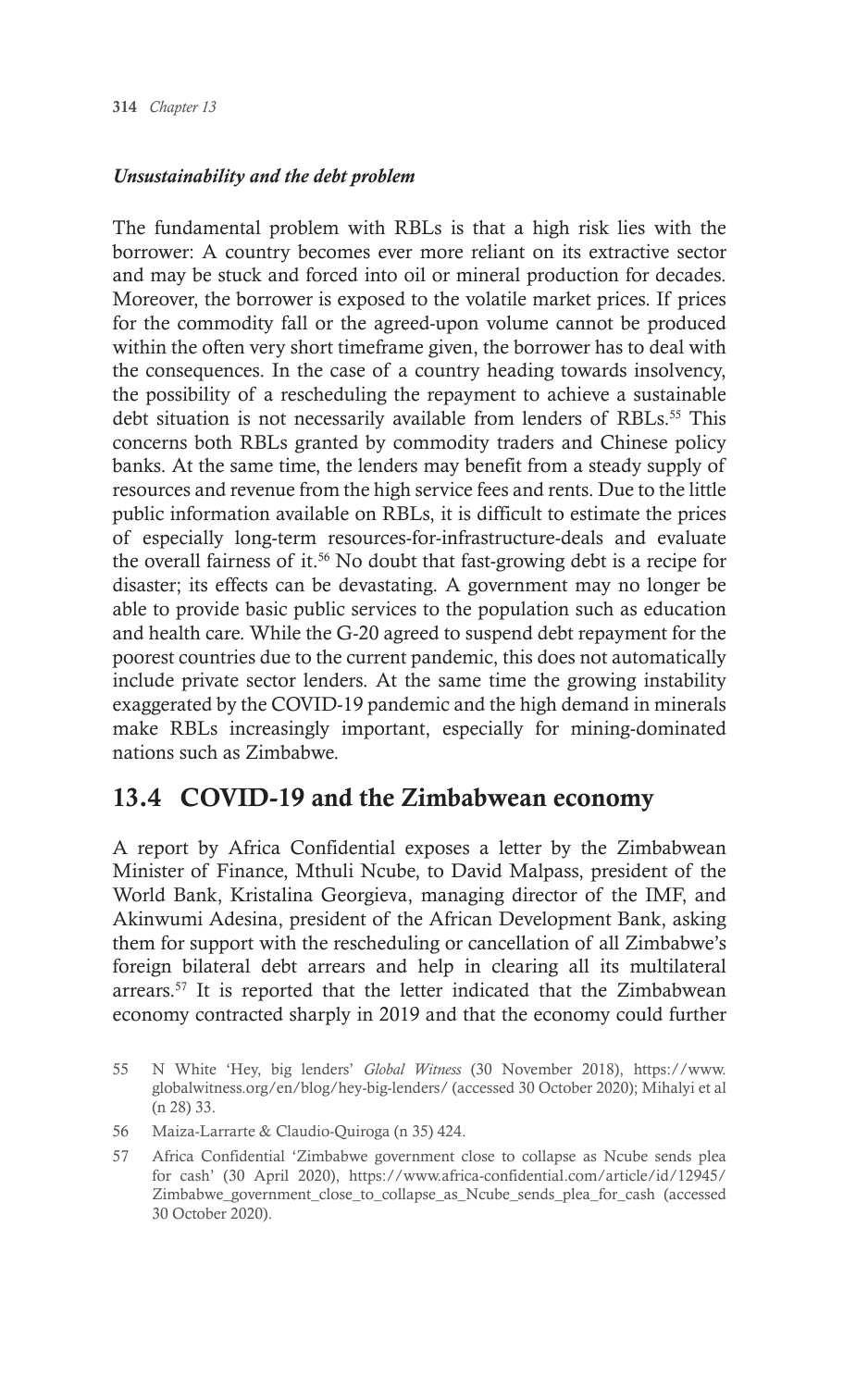*Unsustainability and the debt problem*

The fundamental problem with RBLs is that a high risk lies with the borrower: A country becomes ever more reliant on its extractive sector and may be stuck and forced into oil or mineral production for decades. Moreover, the borrower is exposed to the volatile market prices. If prices for the commodity fall or the agreed-upon volume cannot be produced within the often very short timeframe given, the borrower has to deal with the consequences. In the case of a country heading towards insolvency, the possibility of a rescheduling the repayment to achieve a sustainable debt situation is not necessarily available from lenders of RBLs.[55] This concerns both RBLs granted by commodity traders and Chinese policy banks. At the same time, the lenders may benefit from a steady supply of resources and revenue from the high service fees and rents. Due to the little public information available on RBLs, it is difficult to estimate the prices of especially long-term resources-for-infrastructure-deals and evaluate the overall fairness of it.[56] No doubt that fast-growing debt is a recipe for disaster; its effects can be devastating. A government may no longer be able to provide basic public services to the population such as education and health care. While the G-20 agreed to suspend debt repayment for the poorest countries due to the current pandemic, this does not automatically include private sector lenders. At the same time the growing instability exaggerated by the COVID-19 pandemic and the high demand in minerals make RBLs increasingly important, especially for mining-dominated nations such as Zimbabwe.

## 13.4 COVID-19 and the Zimbabwean economy

A report by Africa Confidential exposes a letter by the Zimbabwean Minister of Finance, Mthuli Ncube, to David Malpass, president of the World Bank, Kristalina Georgieva, managing director of the IMF, and Akinwumi Adesina, president of the African Development Bank, asking them for support with the rescheduling or cancellation of all Zimbabwe's foreign bilateral debt arrears and help in clearing all its multilateral arrears.[57] It is reported that the letter indicated that the Zimbabwean economy contracted sharply in 2019 and that the economy could further

55 N White 'Hey, big lenders' *Global Witness* (30 November 2018), https://www.globalwitness.org/en/blog/hey-big-lenders/ (accessed 30 October 2020); Mihalyi et al (n 28) 33.

56 Maiza-Larrarte & Claudio-Quiroga (n 35) 424.

57 Africa Confidential 'Zimbabwe government close to collapse as Ncube sends plea for cash' (30 April 2020), https://www.africa-confidential.com/article/id/12945/Zimbabwe_government_close_to_collapse_as_Ncube_sends_plea_for_cash (accessed 30 October 2020).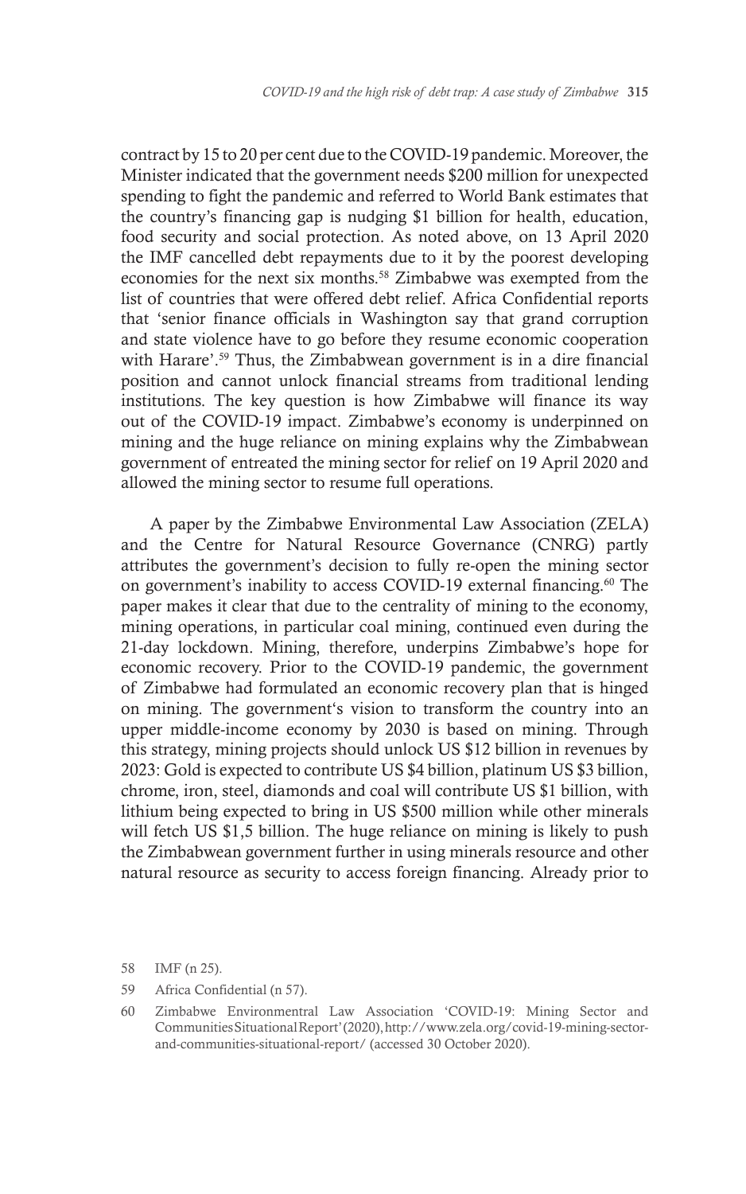contract by 15 to 20 per cent due to the COVID-19 pandemic. Moreover, the Minister indicated that the government needs $200 million for unexpected spending to fight the pandemic and referred to World Bank estimates that the country's financing gap is nudging $1 billion for health, education, food security and social protection. As noted above, on 13 April 2020 the IMF cancelled debt repayments due to it by the poorest developing economies for the next six months.[58] Zimbabwe was exempted from the list of countries that were offered debt relief. Africa Confidential reports that 'senior finance officials in Washington say that grand corruption and state violence have to go before they resume economic cooperation with Harare'.[59] Thus, the Zimbabwean government is in a dire financial position and cannot unlock financial streams from traditional lending institutions. The key question is how Zimbabwe will finance its way out of the COVID-19 impact. Zimbabwe's economy is underpinned on mining and the huge reliance on mining explains why the Zimbabwean government of entreated the mining sector for relief on 19 April 2020 and allowed the mining sector to resume full operations.

A paper by the Zimbabwe Environmental Law Association (ZELA) and the Centre for Natural Resource Governance (CNRG) partly attributes the government's decision to fully re-open the mining sector on government's inability to access COVID-19 external financing.[60] The paper makes it clear that due to the centrality of mining to the economy, mining operations, in particular coal mining, continued even during the 21-day lockdown. Mining, therefore, underpins Zimbabwe's hope for economic recovery. Prior to the COVID-19 pandemic, the government of Zimbabwe had formulated an economic recovery plan that is hinged on mining. The government's vision to transform the country into an upper middle-income economy by 2030 is based on mining. Through this strategy, mining projects should unlock US $12 billion in revenues by 2023: Gold is expected to contribute US $4 billion, platinum US $3 billion, chrome, iron, steel, diamonds and coal will contribute US $1 billion, with lithium being expected to bring in US $500 million while other minerals will fetch US $1,5 billion. The huge reliance on mining is likely to push the Zimbabwean government further in using minerals resource and other natural resource as security to access foreign financing. Already prior to

---

58 IMF (n 25).

59 Africa Confidential (n 57).

60 Zimbabwe Environmentral Law Association 'COVID-19: Mining Sector and Communities Situational Report' (2020), http://www.zela.org/covid-19-mining-sector-and-communities-situational-report/ (accessed 30 October 2020).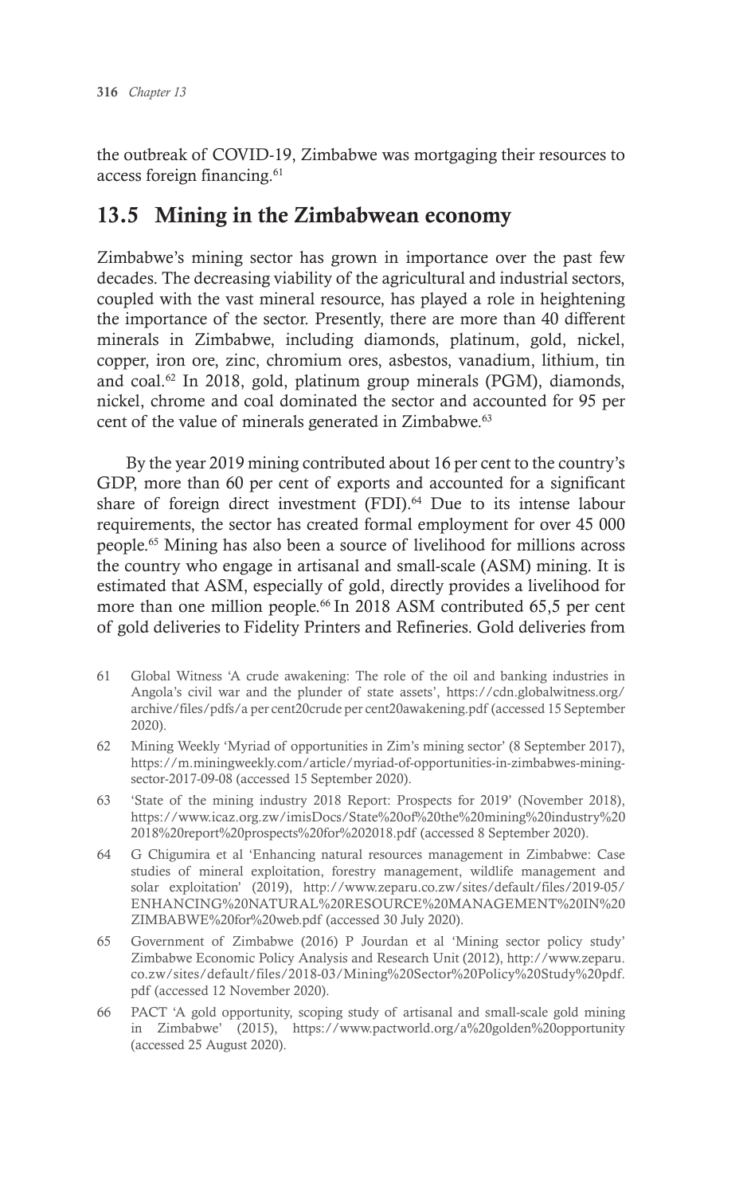the outbreak of COVID-19, Zimbabwe was mortgaging their resources to access foreign financing.[61]

## 13.5 Mining in the Zimbabwean economy

Zimbabwe's mining sector has grown in importance over the past few decades. The decreasing viability of the agricultural and industrial sectors, coupled with the vast mineral resource, has played a role in heightening the importance of the sector. Presently, there are more than 40 different minerals in Zimbabwe, including diamonds, platinum, gold, nickel, copper, iron ore, zinc, chromium ores, asbestos, vanadium, lithium, tin and coal.[62] In 2018, gold, platinum group minerals (PGM), diamonds, nickel, chrome and coal dominated the sector and accounted for 95 per cent of the value of minerals generated in Zimbabwe.[63]

By the year 2019 mining contributed about 16 per cent to the country's GDP, more than 60 per cent of exports and accounted for a significant share of foreign direct investment (FDI).[64] Due to its intense labour requirements, the sector has created formal employment for over 45 000 people.[65] Mining has also been a source of livelihood for millions across the country who engage in artisanal and small-scale (ASM) mining. It is estimated that ASM, especially of gold, directly provides a livelihood for more than one million people.[66] In 2018 ASM contributed 65,5 per cent of gold deliveries to Fidelity Printers and Refineries. Gold deliveries from

61 Global Witness 'A crude awakening: The role of the oil and banking industries in Angola's civil war and the plunder of state assets', https://cdn.globalwitness.org/archive/files/pdfs/a per cent20crude per cent20awakening.pdf (accessed 15 September 2020).

62 Mining Weekly 'Myriad of opportunities in Zim's mining sector' (8 September 2017), https://m.miningweekly.com/article/myriad-of-opportunities-in-zimbabwes-mining-sector-2017-09-08 (accessed 15 September 2020).

63 'State of the mining industry 2018 Report: Prospects for 2019' (November 2018), https://www.icaz.org.zw/imisDocs/State%20of%20the%20mining%20industry%20 2018%20report%20prospects%20for%202018.pdf (accessed 8 September 2020).

64 G Chigumira et al 'Enhancing natural resources management in Zimbabwe: Case studies of mineral exploitation, forestry management, wildlife management and solar exploitation' (2019), http://www.zeparu.co.zw/sites/default/files/2019-05/ENHANCING%20NATURAL%20RESOURCE%20MANAGEMENT%20IN%20 ZIMBABWE%20for%20web.pdf (accessed 30 July 2020).

65 Government of Zimbabwe (2016) P Jourdan et al 'Mining sector policy study' Zimbabwe Economic Policy Analysis and Research Unit (2012), http://www.zeparu.co.zw/sites/default/files/2018-03/Mining%20Sector%20Policy%20Study%20pdf.pdf (accessed 12 November 2020).

66 PACT 'A gold opportunity, scoping study of artisanal and small-scale gold mining in Zimbabwe' (2015), https://www.pactworld.org/a%20golden%20opportunity (accessed 25 August 2020).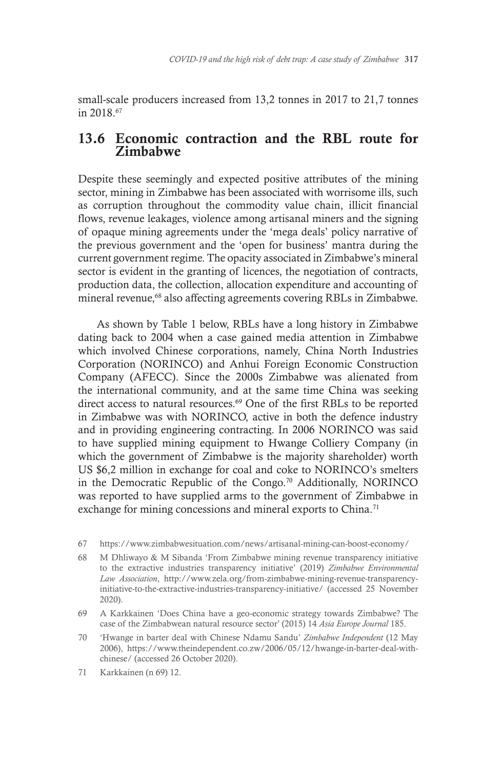small-scale producers increased from 13,2 tonnes in 2017 to 21,7 tonnes in 2018.[67]

## 13.6 Economic contraction and the RBL route for Zimbabwe

Despite these seemingly and expected positive attributes of the mining sector, mining in Zimbabwe has been associated with worrisome ills, such as corruption throughout the commodity value chain, illicit financial flows, revenue leakages, violence among artisanal miners and the signing of opaque mining agreements under the 'mega deals' policy narrative of the previous government and the 'open for business' mantra during the current government regime. The opacity associated in Zimbabwe's mineral sector is evident in the granting of licences, the negotiation of contracts, production data, the collection, allocation expenditure and accounting of mineral revenue,[68] also affecting agreements covering RBLs in Zimbabwe.

As shown by Table 1 below, RBLs have a long history in Zimbabwe dating back to 2004 when a case gained media attention in Zimbabwe which involved Chinese corporations, namely, China North Industries Corporation (NORINCO) and Anhui Foreign Economic Construction Company (AFECC). Since the 2000s Zimbabwe was alienated from the international community, and at the same time China was seeking direct access to natural resources.[69] One of the first RBLs to be reported in Zimbabwe was with NORINCO, active in both the defence industry and in providing engineering contracting. In 2006 NORINCO was said to have supplied mining equipment to Hwange Colliery Company (in which the government of Zimbabwe is the majority shareholder) worth US $6,2 million in exchange for coal and coke to NORINCO's smelters in the Democratic Republic of the Congo.[70] Additionally, NORINCO was reported to have supplied arms to the government of Zimbabwe in exchange for mining concessions and mineral exports to China.[71]

67 https://www.zimbabwesituation.com/news/artisanal-mining-can-boost-economy/

68 M Dhliwayo & M Sibanda 'From Zimbabwe mining revenue transparency initiative to the extractive industries transparency initiative' (2019) *Zimbabwe Environmental Law Association*, http://www.zela.org/from-zimbabwe-mining-revenue-transparency-initiative-to-the-extractive-industries-transparency-initiative/ (accessed 25 November 2020).

69 A Karkkainen 'Does China have a geo-economic strategy towards Zimbabwe? The case of the Zimbabwean natural resource sector' (2015) 14 *Asia Europe Journal* 185.

70 'Hwange in barter deal with Chinese Ndamu Sandu' *Zimbabwe Independent* (12 May 2006), https://www.theindependent.co.zw/2006/05/12/hwange-in-barter-deal-with-chinese/ (accessed 26 October 2020).

71 Karkkainen (n 69) 12.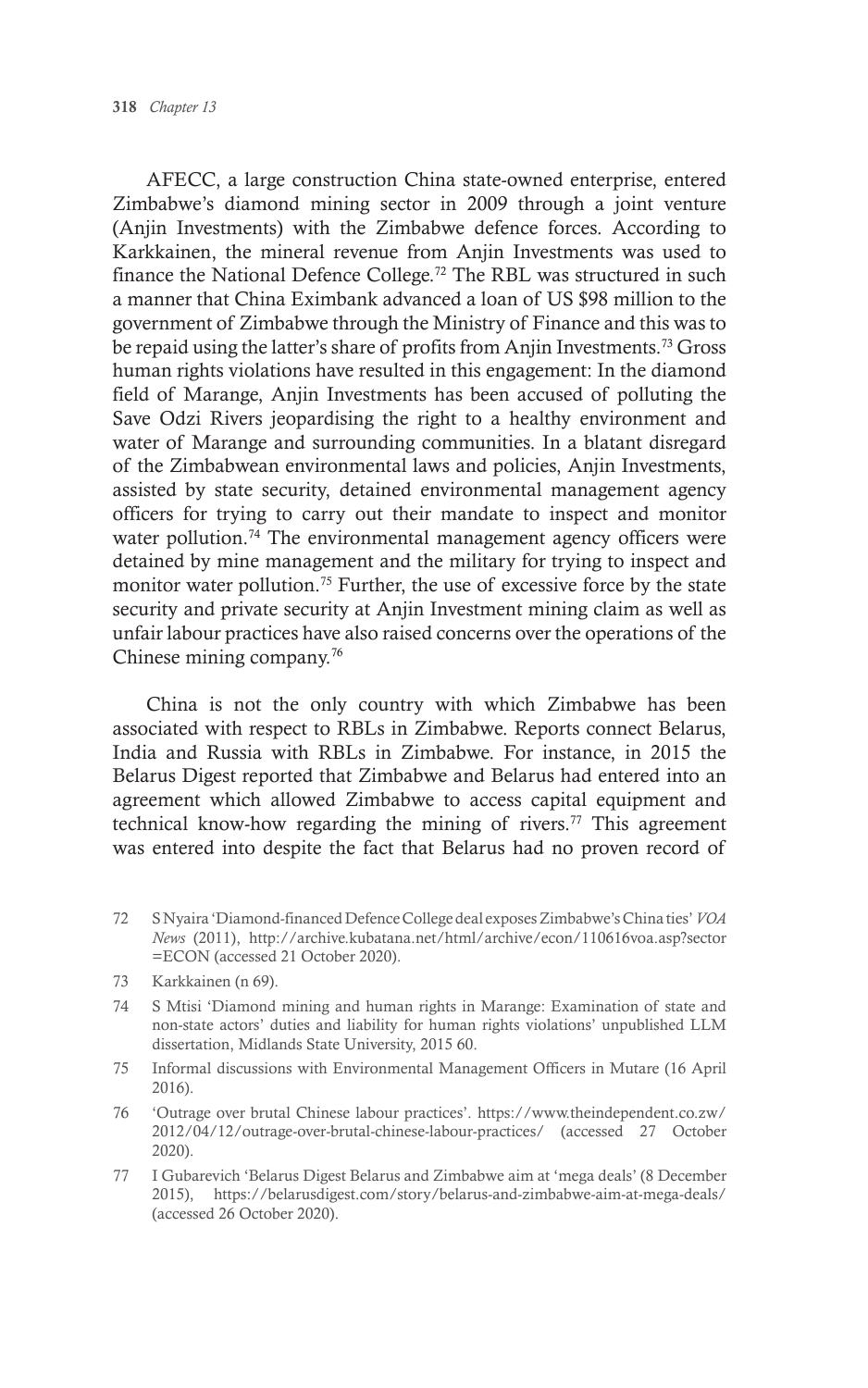AFECC, a large construction China state-owned enterprise, entered Zimbabwe's diamond mining sector in 2009 through a joint venture (Anjin Investments) with the Zimbabwe defence forces. According to Karkkainen, the mineral revenue from Anjin Investments was used to finance the National Defence College.[72] The RBL was structured in such a manner that China Eximbank advanced a loan of US $98 million to the government of Zimbabwe through the Ministry of Finance and this was to be repaid using the latter's share of profits from Anjin Investments.[73] Gross human rights violations have resulted in this engagement: In the diamond field of Marange, Anjin Investments has been accused of polluting the Save Odzi Rivers jeopardising the right to a healthy environment and water of Marange and surrounding communities. In a blatant disregard of the Zimbabwean environmental laws and policies, Anjin Investments, assisted by state security, detained environmental management agency officers for trying to carry out their mandate to inspect and monitor water pollution.[74] The environmental management agency officers were detained by mine management and the military for trying to inspect and monitor water pollution.[75] Further, the use of excessive force by the state security and private security at Anjin Investment mining claim as well as unfair labour practices have also raised concerns over the operations of the Chinese mining company.[76]

China is not the only country with which Zimbabwe has been associated with respect to RBLs in Zimbabwe. Reports connect Belarus, India and Russia with RBLs in Zimbabwe. For instance, in 2015 the Belarus Digest reported that Zimbabwe and Belarus had entered into an agreement which allowed Zimbabwe to access capital equipment and technical know-how regarding the mining of rivers.[77] This agreement was entered into despite the fact that Belarus had no proven record of

---

72 S Nyaira 'Diamond-financed Defence College deal exposes Zimbabwe's China ties' *VOA News* (2011), http://archive.kubatana.net/html/archive/econ/110616voa.asp?sector=ECON (accessed 21 October 2020).

73 Karkkainen (n 69).

74 S Mtisi 'Diamond mining and human rights in Marange: Examination of state and non-state actors' duties and liability for human rights violations' unpublished LLM dissertation, Midlands State University, 2015 60.

75 Informal discussions with Environmental Management Officers in Mutare (16 April 2016).

76 'Outrage over brutal Chinese labour practices'. https://www.theindependent.co.zw/2012/04/12/outrage-over-brutal-chinese-labour-practices/ (accessed 27 October 2020).

77 I Gubarevich 'Belarus Digest Belarus and Zimbabwe aim at 'mega deals' (8 December 2015), https://belarusdigest.com/story/belarus-and-zimbabwe-aim-at-mega-deals/ (accessed 26 October 2020).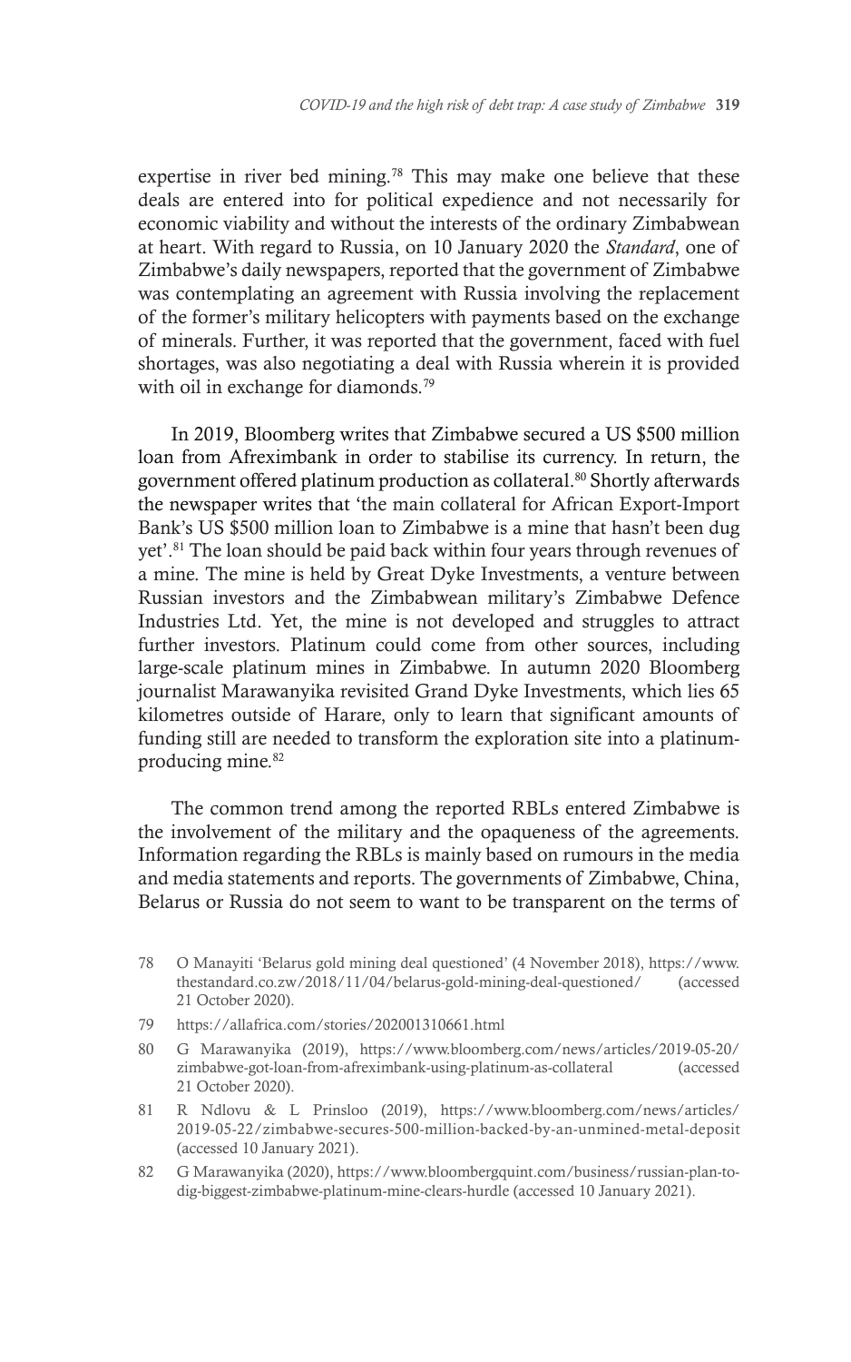expertise in river bed mining.[78] This may make one believe that these deals are entered into for political expedience and not necessarily for economic viability and without the interests of the ordinary Zimbabwean at heart. With regard to Russia, on 10 January 2020 the *Standard*, one of Zimbabwe's daily newspapers, reported that the government of Zimbabwe was contemplating an agreement with Russia involving the replacement of the former's military helicopters with payments based on the exchange of minerals. Further, it was reported that the government, faced with fuel shortages, was also negotiating a deal with Russia wherein it is provided with oil in exchange for diamonds.[79]

In 2019, Bloomberg writes that Zimbabwe secured a US $500 million loan from Afreximbank in order to stabilise its currency. In return, the government offered platinum production as collateral.[80] Shortly afterwards the newspaper writes that 'the main collateral for African Export-Import Bank's US $500 million loan to Zimbabwe is a mine that hasn't been dug yet'.[81] The loan should be paid back within four years through revenues of a mine. The mine is held by Great Dyke Investments, a venture between Russian investors and the Zimbabwean military's Zimbabwe Defence Industries Ltd. Yet, the mine is not developed and struggles to attract further investors. Platinum could come from other sources, including large-scale platinum mines in Zimbabwe. In autumn 2020 Bloomberg journalist Marawanyika revisited Grand Dyke Investments, which lies 65 kilometres outside of Harare, only to learn that significant amounts of funding still are needed to transform the exploration site into a platinum-producing mine.[82]

The common trend among the reported RBLs entered Zimbabwe is the involvement of the military and the opaqueness of the agreements. Information regarding the RBLs is mainly based on rumours in the media and media statements and reports. The governments of Zimbabwe, China, Belarus or Russia do not seem to want to be transparent on the terms of

78 O Manayiti 'Belarus gold mining deal questioned' (4 November 2018), https://www.thestandard.co.zw/2018/11/04/belarus-gold-mining-deal-questioned/ (accessed 21 October 2020).

79 https://allafrica.com/stories/202001310661.html

80 G Marawanyika (2019), https://www.bloomberg.com/news/articles/2019-05-20/zimbabwe-got-loan-from-afreximbank-using-platinum-as-collateral (accessed 21 October 2020).

81 R Ndlovu & L Prinsloo (2019), https://www.bloomberg.com/news/articles/2019-05-22/zimbabwe-secures-500-million-backed-by-an-unmined-metal-deposit (accessed 10 January 2021).

82 G Marawanyika (2020), https://www.bloombergquint.com/business/russian-plan-to-dig-biggest-zimbabwe-platinum-mine-clears-hurdle (accessed 10 January 2021).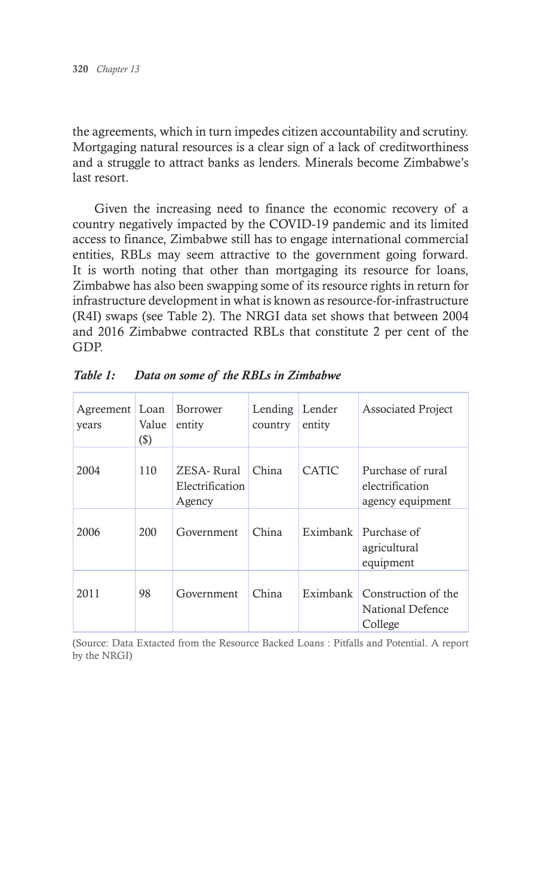the agreements, which in turn impedes citizen accountability and scrutiny. Mortgaging natural resources is a clear sign of a lack of creditworthiness and a struggle to attract banks as lenders. Minerals become Zimbabwe's last resort.

Given the increasing need to finance the economic recovery of a country negatively impacted by the COVID-19 pandemic and its limited access to finance, Zimbabwe still has to engage international commercial entities, RBLs may seem attractive to the government going forward. It is worth noting that other than mortgaging its resource for loans, Zimbabwe has also been swapping some of its resource rights in return for infrastructure development in what is known as resource-for-infrastructure (R4I) swaps (see Table 2). The NRGI data set shows that between 2004 and 2016 Zimbabwe contracted RBLs that constitute 2 per cent of the GDP.

***Table 1: Data on some of the RBLs in Zimbabwe***

| Agreement years | Loan Value ($) | Borrower entity | Lending country | Lender entity | Associated Project |
|---|---|---|---|---|---|
| 2004 | 110 | ZESA- Rural Electrification Agency | China | CATIC | Purchase of rural electrification agency equipment |
| 2006 | 200 | Government | China | Eximbank | Purchase of agricultural equipment |
| 2011 | 98 | Government | China | Eximbank | Construction of the National Defence College |

(Source: Data Extacted from the Resource Backed Loans : Pitfalls and Potential. A report by the NRGI)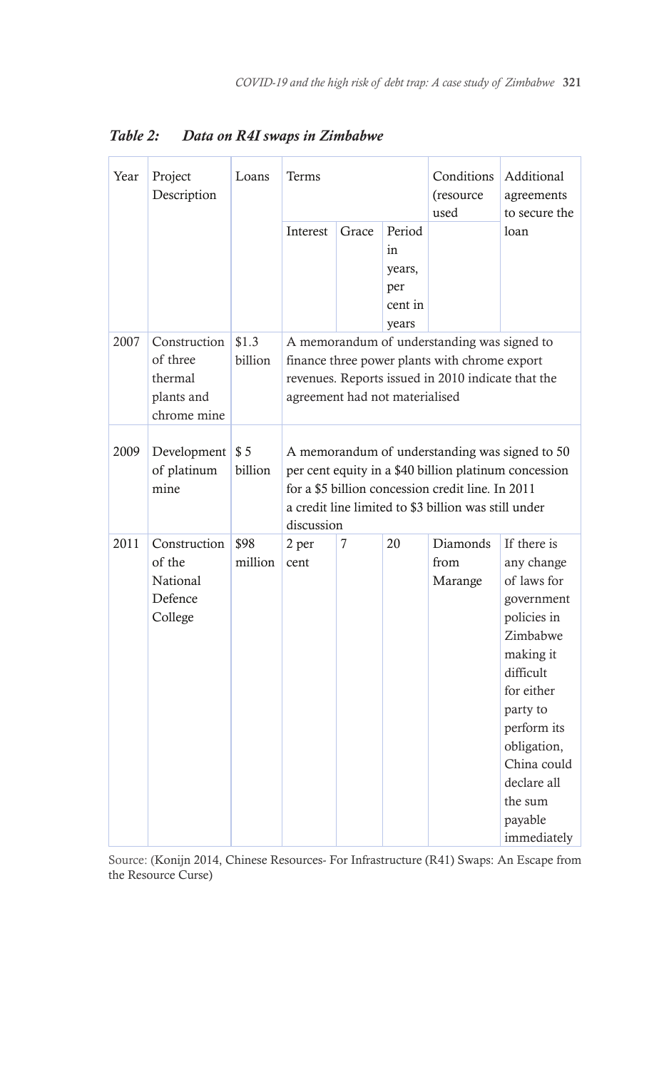*Table 2: Data on R4I swaps in Zimbabwe*

| Year | Project Description | Loans | Terms | | | Conditions (resource used | Additional agreements to secure the loan |
|---|---|---|---|---|---|---|---|
| | | | Interest | Grace | Period in years, per cent in years | | |
| 2007 | Construction of three thermal plants and chrome mine | $1.3 billion | A memorandum of understanding was signed to finance three power plants with chrome export revenues. Reports issued in 2010 indicate that the agreement had not materialised | | | | |
| 2009 | Development of platinum mine | $ 5 billion | A memorandum of understanding was signed to 50 per cent equity in a $40 billion platinum concession for a $5 billion concession credit line. In 2011 a credit line limited to $3 billion was still under discussion | | | | |
| 2011 | Construction of the National Defence College | $98 million | 2 per cent | 7 | 20 | Diamonds from Marange | If there is any change of laws for government policies in Zimbabwe making it difficult for either party to perform its obligation, China could declare all the sum payable immediately |

Source: (Konijn 2014, Chinese Resources- For Infrastructure (R41) Swaps: An Escape from the Resource Curse)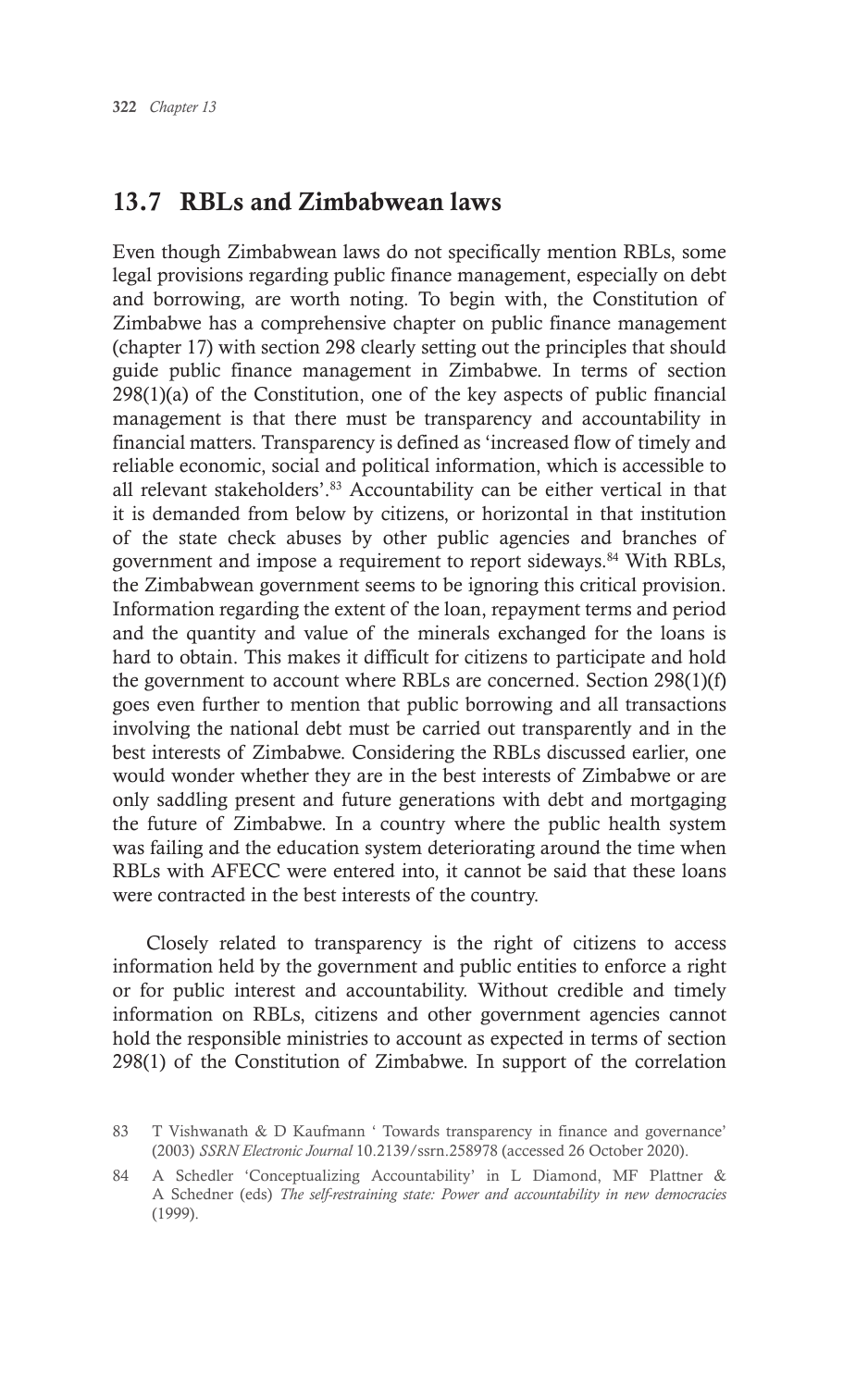## 13.7 RBLs and Zimbabwean laws

Even though Zimbabwean laws do not specifically mention RBLs, some legal provisions regarding public finance management, especially on debt and borrowing, are worth noting. To begin with, the Constitution of Zimbabwe has a comprehensive chapter on public finance management (chapter 17) with section 298 clearly setting out the principles that should guide public finance management in Zimbabwe. In terms of section 298(1)(a) of the Constitution, one of the key aspects of public financial management is that there must be transparency and accountability in financial matters. Transparency is defined as 'increased flow of timely and reliable economic, social and political information, which is accessible to all relevant stakeholders'.[83] Accountability can be either vertical in that it is demanded from below by citizens, or horizontal in that institution of the state check abuses by other public agencies and branches of government and impose a requirement to report sideways.[84] With RBLs, the Zimbabwean government seems to be ignoring this critical provision. Information regarding the extent of the loan, repayment terms and period and the quantity and value of the minerals exchanged for the loans is hard to obtain. This makes it difficult for citizens to participate and hold the government to account where RBLs are concerned. Section 298(1)(f) goes even further to mention that public borrowing and all transactions involving the national debt must be carried out transparently and in the best interests of Zimbabwe. Considering the RBLs discussed earlier, one would wonder whether they are in the best interests of Zimbabwe or are only saddling present and future generations with debt and mortgaging the future of Zimbabwe. In a country where the public health system was failing and the education system deteriorating around the time when RBLs with AFECC were entered into, it cannot be said that these loans were contracted in the best interests of the country.

Closely related to transparency is the right of citizens to access information held by the government and public entities to enforce a right or for public interest and accountability. Without credible and timely information on RBLs, citizens and other government agencies cannot hold the responsible ministries to account as expected in terms of section 298(1) of the Constitution of Zimbabwe. In support of the correlation

83 T Vishwanath & D Kaufmann ' Towards transparency in finance and governance' (2003) *SSRN Electronic Journal* 10.2139/ssrn.258978 (accessed 26 October 2020).

84 A Schedler 'Conceptualizing Accountability' in L Diamond, MF Plattner & A Schedner (eds) *The self-restraining state: Power and accountability in new democracies* (1999).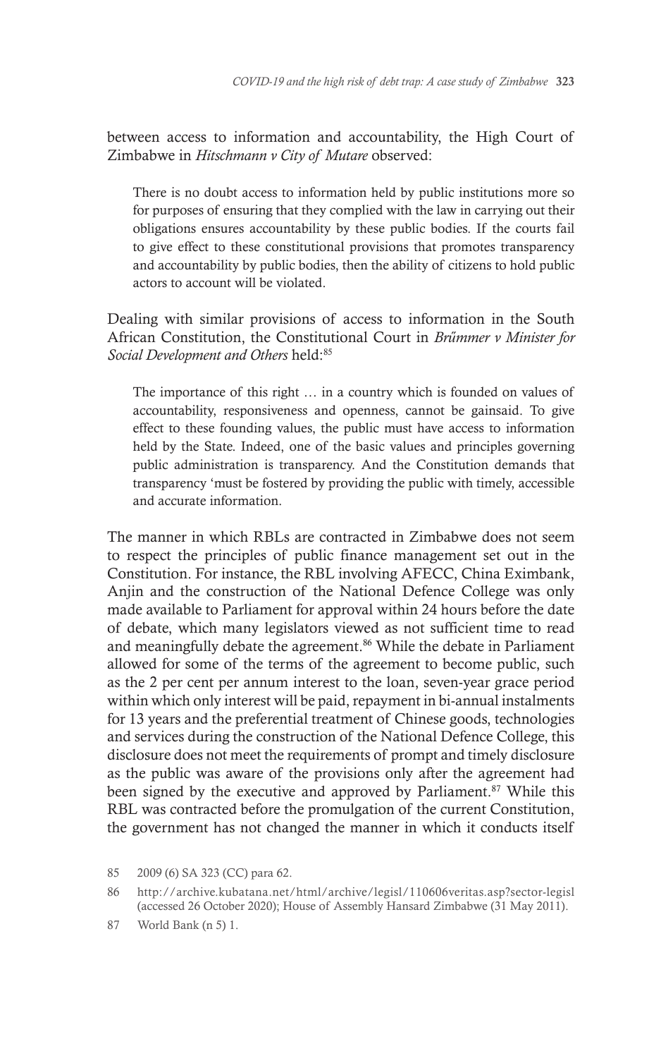between access to information and accountability, the High Court of Zimbabwe in *Hitschmann v City of Mutare* observed:

> There is no doubt access to information held by public institutions more so for purposes of ensuring that they complied with the law in carrying out their obligations ensures accountability by these public bodies. If the courts fail to give effect to these constitutional provisions that promotes transparency and accountability by public bodies, then the ability of citizens to hold public actors to account will be violated.

Dealing with similar provisions of access to information in the South African Constitution, the Constitutional Court in *Brűmmer v Minister for Social Development and Others* held:[85]

> The importance of this right … in a country which is founded on values of accountability, responsiveness and openness, cannot be gainsaid. To give effect to these founding values, the public must have access to information held by the State. Indeed, one of the basic values and principles governing public administration is transparency. And the Constitution demands that transparency 'must be fostered by providing the public with timely, accessible and accurate information.

The manner in which RBLs are contracted in Zimbabwe does not seem to respect the principles of public finance management set out in the Constitution. For instance, the RBL involving AFECC, China Eximbank, Anjin and the construction of the National Defence College was only made available to Parliament for approval within 24 hours before the date of debate, which many legislators viewed as not sufficient time to read and meaningfully debate the agreement.[86] While the debate in Parliament allowed for some of the terms of the agreement to become public, such as the 2 per cent per annum interest to the loan, seven-year grace period within which only interest will be paid, repayment in bi-annual instalments for 13 years and the preferential treatment of Chinese goods, technologies and services during the construction of the National Defence College, this disclosure does not meet the requirements of prompt and timely disclosure as the public was aware of the provisions only after the agreement had been signed by the executive and approved by Parliament.[87] While this RBL was contracted before the promulgation of the current Constitution, the government has not changed the manner in which it conducts itself

85 2009 (6) SA 323 (CC) para 62.

86 http://archive.kubatana.net/html/archive/legisl/110606veritas.asp?sector-legisl (accessed 26 October 2020); House of Assembly Hansard Zimbabwe (31 May 2011).

87 World Bank (n 5) 1.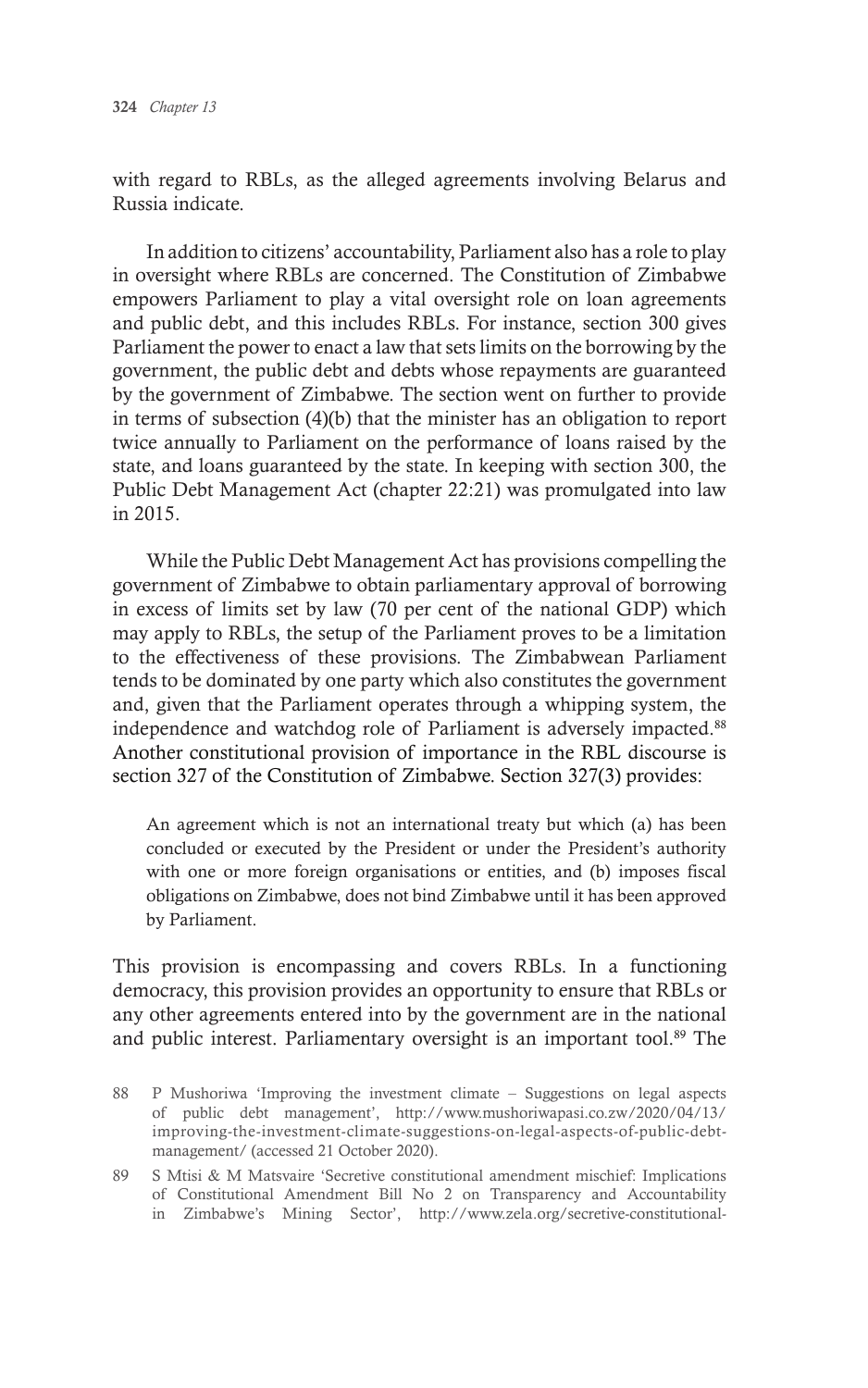with regard to RBLs, as the alleged agreements involving Belarus and Russia indicate.

In addition to citizens' accountability, Parliament also has a role to play in oversight where RBLs are concerned. The Constitution of Zimbabwe empowers Parliament to play a vital oversight role on loan agreements and public debt, and this includes RBLs. For instance, section 300 gives Parliament the power to enact a law that sets limits on the borrowing by the government, the public debt and debts whose repayments are guaranteed by the government of Zimbabwe. The section went on further to provide in terms of subsection (4)(b) that the minister has an obligation to report twice annually to Parliament on the performance of loans raised by the state, and loans guaranteed by the state. In keeping with section 300, the Public Debt Management Act (chapter 22:21) was promulgated into law in 2015.

While the Public Debt Management Act has provisions compelling the government of Zimbabwe to obtain parliamentary approval of borrowing in excess of limits set by law (70 per cent of the national GDP) which may apply to RBLs, the setup of the Parliament proves to be a limitation to the effectiveness of these provisions. The Zimbabwean Parliament tends to be dominated by one party which also constitutes the government and, given that the Parliament operates through a whipping system, the independence and watchdog role of Parliament is adversely impacted.[88] Another constitutional provision of importance in the RBL discourse is section 327 of the Constitution of Zimbabwe. Section 327(3) provides:

> An agreement which is not an international treaty but which (a) has been concluded or executed by the President or under the President's authority with one or more foreign organisations or entities, and (b) imposes fiscal obligations on Zimbabwe, does not bind Zimbabwe until it has been approved by Parliament.

This provision is encompassing and covers RBLs. In a functioning democracy, this provision provides an opportunity to ensure that RBLs or any other agreements entered into by the government are in the national and public interest. Parliamentary oversight is an important tool.[89] The

---

88 P Mushoriwa 'Improving the investment climate – Suggestions on legal aspects of public debt management', http://www.mushoriwapasi.co.zw/2020/04/13/improving-the-investment-climate-suggestions-on-legal-aspects-of-public-debt-management/ (accessed 21 October 2020).

89 S Mtisi & M Matsvaire 'Secretive constitutional amendment mischief: Implications of Constitutional Amendment Bill No 2 on Transparency and Accountability in Zimbabwe's Mining Sector', http://www.zela.org/secretive-constitutional-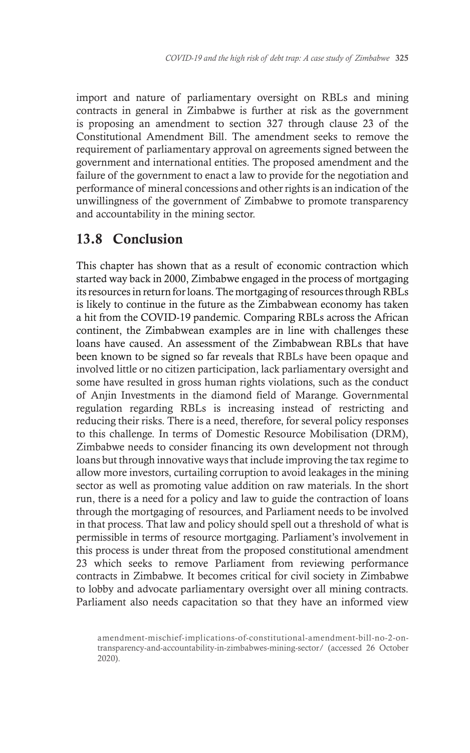import and nature of parliamentary oversight on RBLs and mining contracts in general in Zimbabwe is further at risk as the government is proposing an amendment to section 327 through clause 23 of the Constitutional Amendment Bill. The amendment seeks to remove the requirement of parliamentary approval on agreements signed between the government and international entities. The proposed amendment and the failure of the government to enact a law to provide for the negotiation and performance of mineral concessions and other rights is an indication of the unwillingness of the government of Zimbabwe to promote transparency and accountability in the mining sector.

## 13.8 Conclusion

This chapter has shown that as a result of economic contraction which started way back in 2000, Zimbabwe engaged in the process of mortgaging its resources in return for loans. The mortgaging of resources through RBLs is likely to continue in the future as the Zimbabwean economy has taken a hit from the COVID-19 pandemic. Comparing RBLs across the African continent, the Zimbabwean examples are in line with challenges these loans have caused. An assessment of the Zimbabwean RBLs that have been known to be signed so far reveals that RBLs have been opaque and involved little or no citizen participation, lack parliamentary oversight and some have resulted in gross human rights violations, such as the conduct of Anjin Investments in the diamond field of Marange. Governmental regulation regarding RBLs is increasing instead of restricting and reducing their risks. There is a need, therefore, for several policy responses to this challenge. In terms of Domestic Resource Mobilisation (DRM), Zimbabwe needs to consider financing its own development not through loans but through innovative ways that include improving the tax regime to allow more investors, curtailing corruption to avoid leakages in the mining sector as well as promoting value addition on raw materials. In the short run, there is a need for a policy and law to guide the contraction of loans through the mortgaging of resources, and Parliament needs to be involved in that process. That law and policy should spell out a threshold of what is permissible in terms of resource mortgaging. Parliament's involvement in this process is under threat from the proposed constitutional amendment 23 which seeks to remove Parliament from reviewing performance contracts in Zimbabwe. It becomes critical for civil society in Zimbabwe to lobby and advocate parliamentary oversight over all mining contracts. Parliament also needs capacitation so that they have an informed view

amendment-mischief-implications-of-constitutional-amendment-bill-no-2-on-transparency-and-accountability-in-zimbabwes-mining-sector/ (accessed 26 October 2020).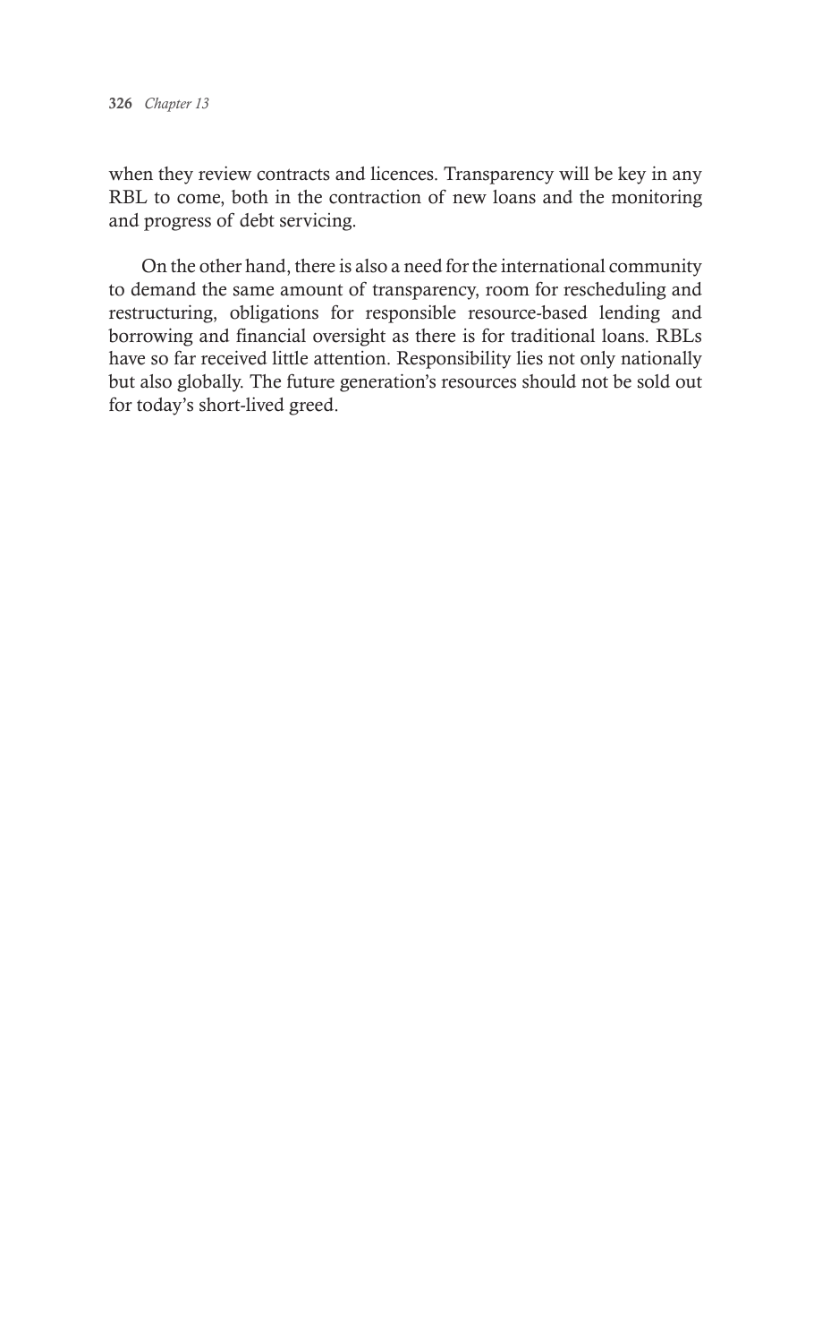when they review contracts and licences. Transparency will be key in any RBL to come, both in the contraction of new loans and the monitoring and progress of debt servicing.

On the other hand, there is also a need for the international community to demand the same amount of transparency, room for rescheduling and restructuring, obligations for responsible resource-based lending and borrowing and financial oversight as there is for traditional loans. RBLs have so far received little attention. Responsibility lies not only nationally but also globally. The future generation's resources should not be sold out for today's short-lived greed.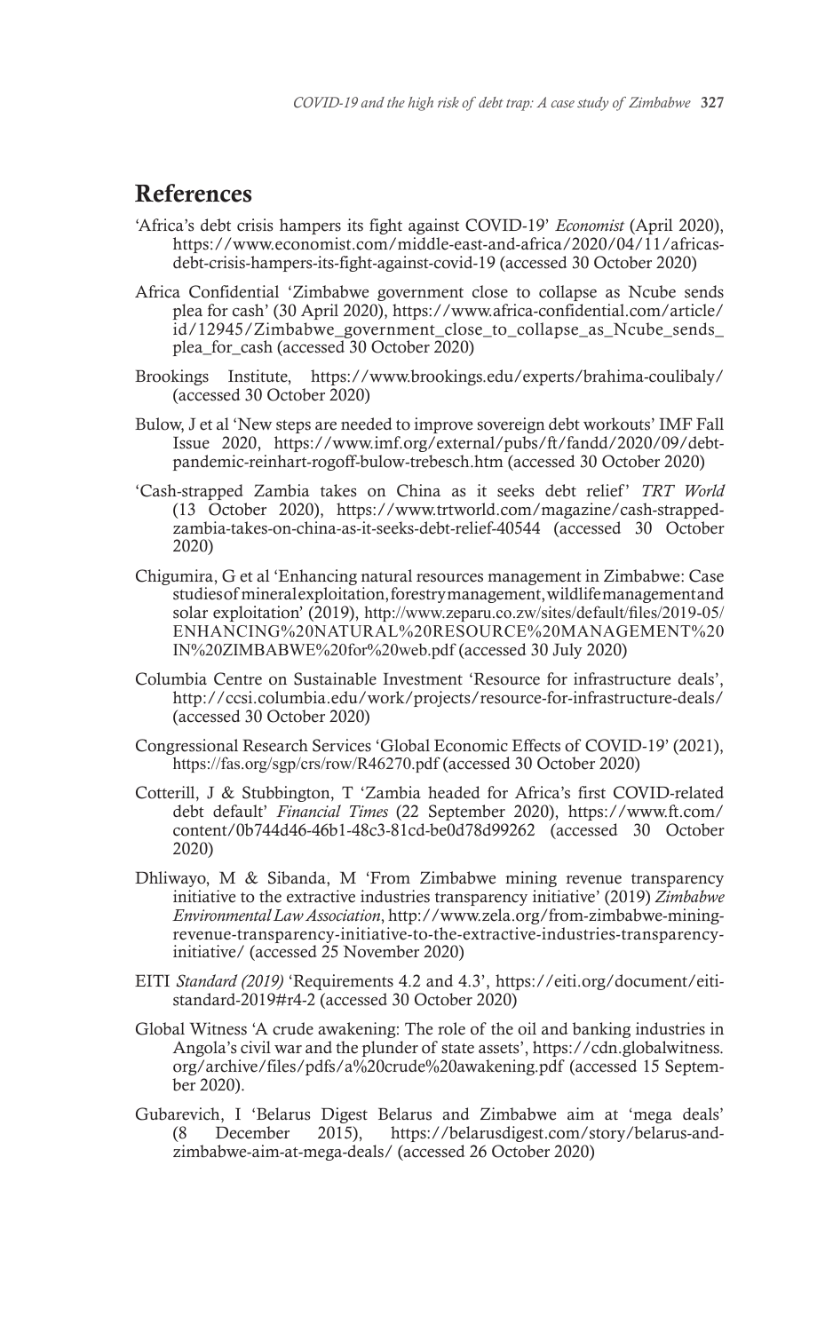## References

'Africa's debt crisis hampers its fight against COVID-19' *Economist* (April 2020), https://www.economist.com/middle-east-and-africa/2020/04/11/africas-debt-crisis-hampers-its-fight-against-covid-19 (accessed 30 October 2020)

Africa Confidential 'Zimbabwe government close to collapse as Ncube sends plea for cash' (30 April 2020), https://www.africa-confidential.com/article/id/12945/Zimbabwe_government_close_to_collapse_as_Ncube_sends_plea_for_cash (accessed 30 October 2020)

Brookings Institute, https://www.brookings.edu/experts/brahima-coulibaly/ (accessed 30 October 2020)

Bulow, J et al 'New steps are needed to improve sovereign debt workouts' IMF Fall Issue 2020, https://www.imf.org/external/pubs/ft/fandd/2020/09/debt-pandemic-reinhart-rogoff-bulow-trebesch.htm (accessed 30 October 2020)

'Cash-strapped Zambia takes on China as it seeks debt relief' *TRT World* (13 October 2020), https://www.trtworld.com/magazine/cash-strapped-zambia-takes-on-china-as-it-seeks-debt-relief-40544 (accessed 30 October 2020)

Chigumira, G et al 'Enhancing natural resources management in Zimbabwe: Case studies of mineral exploitation, forestry management, wildlife management and solar exploitation' (2019), http://www.zeparu.co.zw/sites/default/files/2019-05/ENHANCING%20NATURAL%20RESOURCE%20MANAGEMENT%20IN%20ZIMBABWE%20for%20web.pdf (accessed 30 July 2020)

Columbia Centre on Sustainable Investment 'Resource for infrastructure deals', http://ccsi.columbia.edu/work/projects/resource-for-infrastructure-deals/ (accessed 30 October 2020)

Congressional Research Services 'Global Economic Effects of COVID-19' (2021), https://fas.org/sgp/crs/row/R46270.pdf (accessed 30 October 2020)

Cotterill, J & Stubbington, T 'Zambia headed for Africa's first COVID-related debt default' *Financial Times* (22 September 2020), https://www.ft.com/content/0b744d46-46b1-48c3-81cd-be0d78d99262 (accessed 30 October 2020)

Dhliwayo, M & Sibanda, M 'From Zimbabwe mining revenue transparency initiative to the extractive industries transparency initiative' (2019) *Zimbabwe Environmental Law Association*, http://www.zela.org/from-zimbabwe-mining-revenue-transparency-initiative-to-the-extractive-industries-transparency-initiative/ (accessed 25 November 2020)

EITI *Standard (2019)* 'Requirements 4.2 and 4.3', https://eiti.org/document/eiti-standard-2019#r4-2 (accessed 30 October 2020)

Global Witness 'A crude awakening: The role of the oil and banking industries in Angola's civil war and the plunder of state assets', https://cdn.globalwitness.org/archive/files/pdfs/a%20crude%20awakening.pdf (accessed 15 September 2020).

Gubarevich, I 'Belarus Digest Belarus and Zimbabwe aim at 'mega deals' (8 December 2015), https://belarusdigest.com/story/belarus-and-zimbabwe-aim-at-mega-deals/ (accessed 26 October 2020)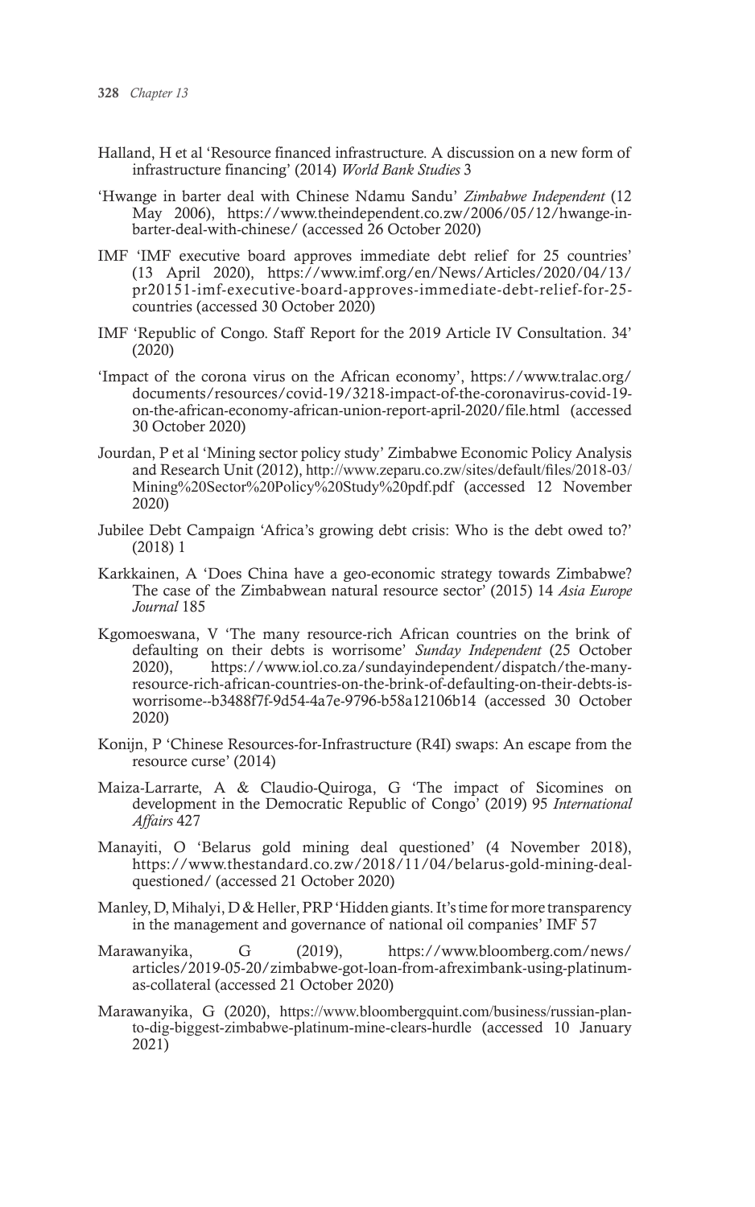Halland, H et al 'Resource financed infrastructure. A discussion on a new form of infrastructure financing' (2014) *World Bank Studies* 3

'Hwange in barter deal with Chinese Ndamu Sandu' *Zimbabwe Independent* (12 May 2006), https://www.theindependent.co.zw/2006/05/12/hwange-in-barter-deal-with-chinese/ (accessed 26 October 2020)

IMF 'IMF executive board approves immediate debt relief for 25 countries' (13 April 2020), https://www.imf.org/en/News/Articles/2020/04/13/pr20151-imf-executive-board-approves-immediate-debt-relief-for-25-countries (accessed 30 October 2020)

IMF 'Republic of Congo. Staff Report for the 2019 Article IV Consultation. 34' (2020)

'Impact of the corona virus on the African economy', https://www.tralac.org/documents/resources/covid-19/3218-impact-of-the-coronavirus-covid-19-on-the-african-economy-african-union-report-april-2020/file.html (accessed 30 October 2020)

Jourdan, P et al 'Mining sector policy study' Zimbabwe Economic Policy Analysis and Research Unit (2012), http://www.zeparu.co.zw/sites/default/files/2018-03/Mining%20Sector%20Policy%20Study%20pdf.pdf (accessed 12 November 2020)

Jubilee Debt Campaign 'Africa's growing debt crisis: Who is the debt owed to?' (2018) 1

Karkkainen, A 'Does China have a geo-economic strategy towards Zimbabwe? The case of the Zimbabwean natural resource sector' (2015) 14 *Asia Europe Journal* 185

Kgomoeswana, V 'The many resource-rich African countries on the brink of defaulting on their debts is worrisome' *Sunday Independent* (25 October 2020), https://www.iol.co.za/sundayindependent/dispatch/the-many-resource-rich-african-countries-on-the-brink-of-defaulting-on-their-debts-is-worrisome--b3488f7f-9d54-4a7e-9796-b58a12106b14 (accessed 30 October 2020)

Konijn, P 'Chinese Resources-for-Infrastructure (R4I) swaps: An escape from the resource curse' (2014)

Maiza-Larrarte, A & Claudio-Quiroga, G 'The impact of Sicomines on development in the Democratic Republic of Congo' (2019) 95 *International Affairs* 427

Manayiti, O 'Belarus gold mining deal questioned' (4 November 2018), https://www.thestandard.co.zw/2018/11/04/belarus-gold-mining-deal-questioned/ (accessed 21 October 2020)

Manley, D, Mihalyi, D & Heller, PRP 'Hidden giants. It's time for more transparency in the management and governance of national oil companies' IMF 57

Marawanyika, G (2019), https://www.bloomberg.com/news/articles/2019-05-20/zimbabwe-got-loan-from-afreximbank-using-platinum-as-collateral (accessed 21 October 2020)

Marawanyika, G (2020), https://www.bloombergquint.com/business/russian-plan-to-dig-biggest-zimbabwe-platinum-mine-clears-hurdle (accessed 10 January 2021)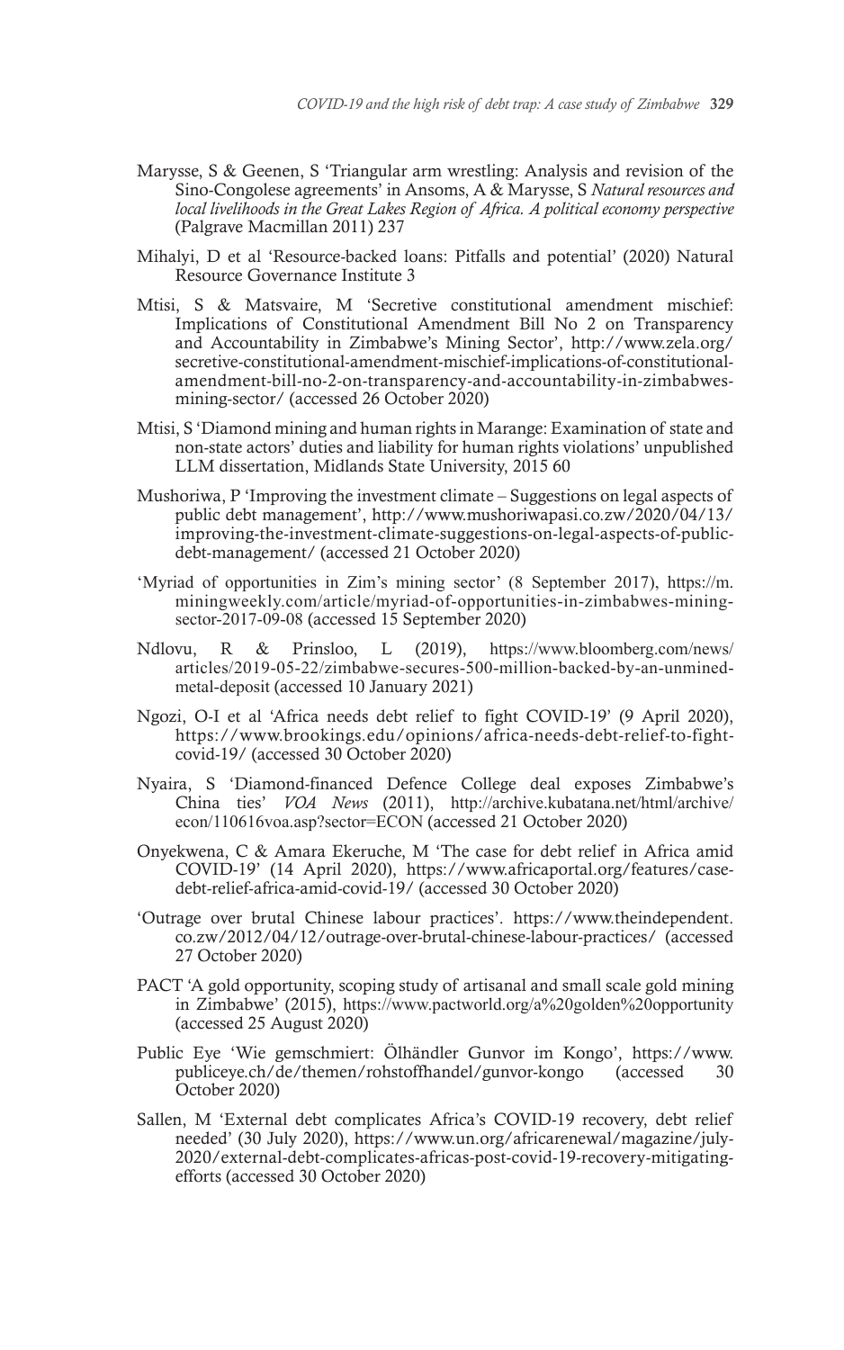Marysse, S & Geenen, S 'Triangular arm wrestling: Analysis and revision of the Sino-Congolese agreements' in Ansoms, A & Marysse, S *Natural resources and local livelihoods in the Great Lakes Region of Africa. A political economy perspective* (Palgrave Macmillan 2011) 237

Mihalyi, D et al 'Resource-backed loans: Pitfalls and potential' (2020) Natural Resource Governance Institute 3

Mtisi, S & Matsvaire, M 'Secretive constitutional amendment mischief: Implications of Constitutional Amendment Bill No 2 on Transparency and Accountability in Zimbabwe's Mining Sector', http://www.zela.org/secretive-constitutional-amendment-mischief-implications-of-constitutional-amendment-bill-no-2-on-transparency-and-accountability-in-zimbabwes-mining-sector/ (accessed 26 October 2020)

Mtisi, S 'Diamond mining and human rights in Marange: Examination of state and non-state actors' duties and liability for human rights violations' unpublished LLM dissertation, Midlands State University, 2015 60

Mushoriwa, P 'Improving the investment climate – Suggestions on legal aspects of public debt management', http://www.mushoriwapasi.co.zw/2020/04/13/improving-the-investment-climate-suggestions-on-legal-aspects-of-public-debt-management/ (accessed 21 October 2020)

'Myriad of opportunities in Zim's mining sector' (8 September 2017), https://m.miningweekly.com/article/myriad-of-opportunities-in-zimbabwes-mining-sector-2017-09-08 (accessed 15 September 2020)

Ndlovu, R & Prinsloo, L (2019), https://www.bloomberg.com/news/articles/2019-05-22/zimbabwe-secures-500-million-backed-by-an-unmined-metal-deposit (accessed 10 January 2021)

Ngozi, O-I et al 'Africa needs debt relief to fight COVID-19' (9 April 2020), https://www.brookings.edu/opinions/africa-needs-debt-relief-to-fight-covid-19/ (accessed 30 October 2020)

Nyaira, S 'Diamond-financed Defence College deal exposes Zimbabwe's China ties' *VOA News* (2011), http://archive.kubatana.net/html/archive/econ/110616voa.asp?sector=ECON (accessed 21 October 2020)

Onyekwena, C & Amara Ekeruche, M 'The case for debt relief in Africa amid COVID-19' (14 April 2020), https://www.africaportal.org/features/case-debt-relief-africa-amid-covid-19/ (accessed 30 October 2020)

'Outrage over brutal Chinese labour practices'. https://www.theindependent.co.zw/2012/04/12/outrage-over-brutal-chinese-labour-practices/ (accessed 27 October 2020)

PACT 'A gold opportunity, scoping study of artisanal and small scale gold mining in Zimbabwe' (2015), https://www.pactworld.org/a%20golden%20opportunity (accessed 25 August 2020)

Public Eye 'Wie gemschmiert: Ölhändler Gunvor im Kongo', https://www.publiceye.ch/de/themen/rohstoffhandel/gunvor-kongo (accessed 30 October 2020)

Sallen, M 'External debt complicates Africa's COVID-19 recovery, debt relief needed' (30 July 2020), https://www.un.org/africarenewal/magazine/july-2020/external-debt-complicates-africas-post-covid-19-recovery-mitigating-efforts (accessed 30 October 2020)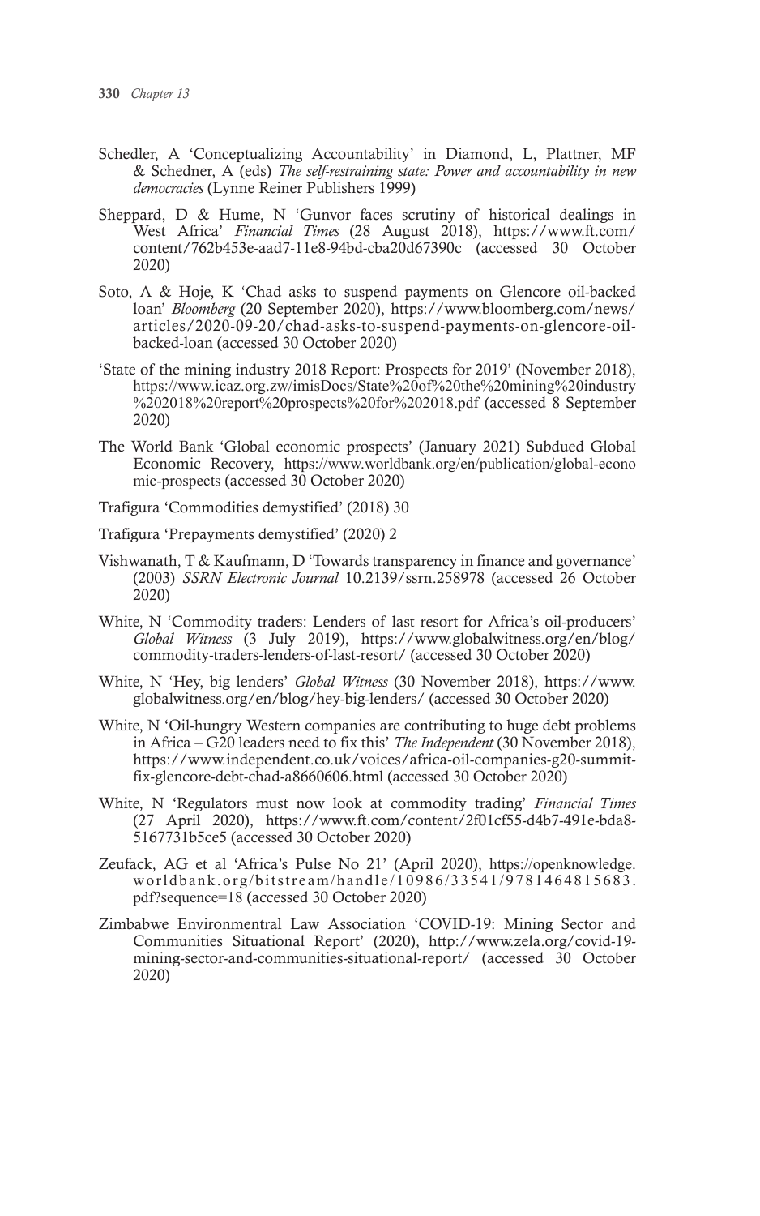Schedler, A 'Conceptualizing Accountability' in Diamond, L, Plattner, MF & Schedner, A (eds) *The self-restraining state: Power and accountability in new democracies* (Lynne Reiner Publishers 1999)

Sheppard, D & Hume, N 'Gunvor faces scrutiny of historical dealings in West Africa' *Financial Times* (28 August 2018), https://www.ft.com/content/762b453e-aad7-11e8-94bd-cba20d67390c (accessed 30 October 2020)

Soto, A & Hoje, K 'Chad asks to suspend payments on Glencore oil-backed loan' *Bloomberg* (20 September 2020), https://www.bloomberg.com/news/articles/2020-09-20/chad-asks-to-suspend-payments-on-glencore-oil-backed-loan (accessed 30 October 2020)

'State of the mining industry 2018 Report: Prospects for 2019' (November 2018), https://www.icaz.org.zw/imisDocs/State%20of%20the%20mining%20industry%202018%20report%20prospects%20for%202018.pdf (accessed 8 September 2020)

The World Bank 'Global economic prospects' (January 2021) Subdued Global Economic Recovery, https://www.worldbank.org/en/publication/global-economic-prospects (accessed 30 October 2020)

Trafigura 'Commodities demystified' (2018) 30

Trafigura 'Prepayments demystified' (2020) 2

Vishwanath, T & Kaufmann, D 'Towards transparency in finance and governance' (2003) *SSRN Electronic Journal* 10.2139/ssrn.258978 (accessed 26 October 2020)

White, N 'Commodity traders: Lenders of last resort for Africa's oil-producers' *Global Witness* (3 July 2019), https://www.globalwitness.org/en/blog/commodity-traders-lenders-of-last-resort/ (accessed 30 October 2020)

White, N 'Hey, big lenders' *Global Witness* (30 November 2018), https://www.globalwitness.org/en/blog/hey-big-lenders/ (accessed 30 October 2020)

White, N 'Oil-hungry Western companies are contributing to huge debt problems in Africa – G20 leaders need to fix this' *The Independent* (30 November 2018), https://www.independent.co.uk/voices/africa-oil-companies-g20-summit-fix-glencore-debt-chad-a8660606.html (accessed 30 October 2020)

White, N 'Regulators must now look at commodity trading' *Financial Times* (27 April 2020), https://www.ft.com/content/2f01cf55-d4b7-491e-bda8-5167731b5ce5 (accessed 30 October 2020)

Zeufack, AG et al 'Africa's Pulse No 21' (April 2020), https://openknowledge.worldbank.org/bitstream/handle/10986/33541/9781464815683.pdf?sequence=18 (accessed 30 October 2020)

Zimbabwe Environmentral Law Association 'COVID-19: Mining Sector and Communities Situational Report' (2020), http://www.zela.org/covid-19-mining-sector-and-communities-situational-report/ (accessed 30 October 2020)